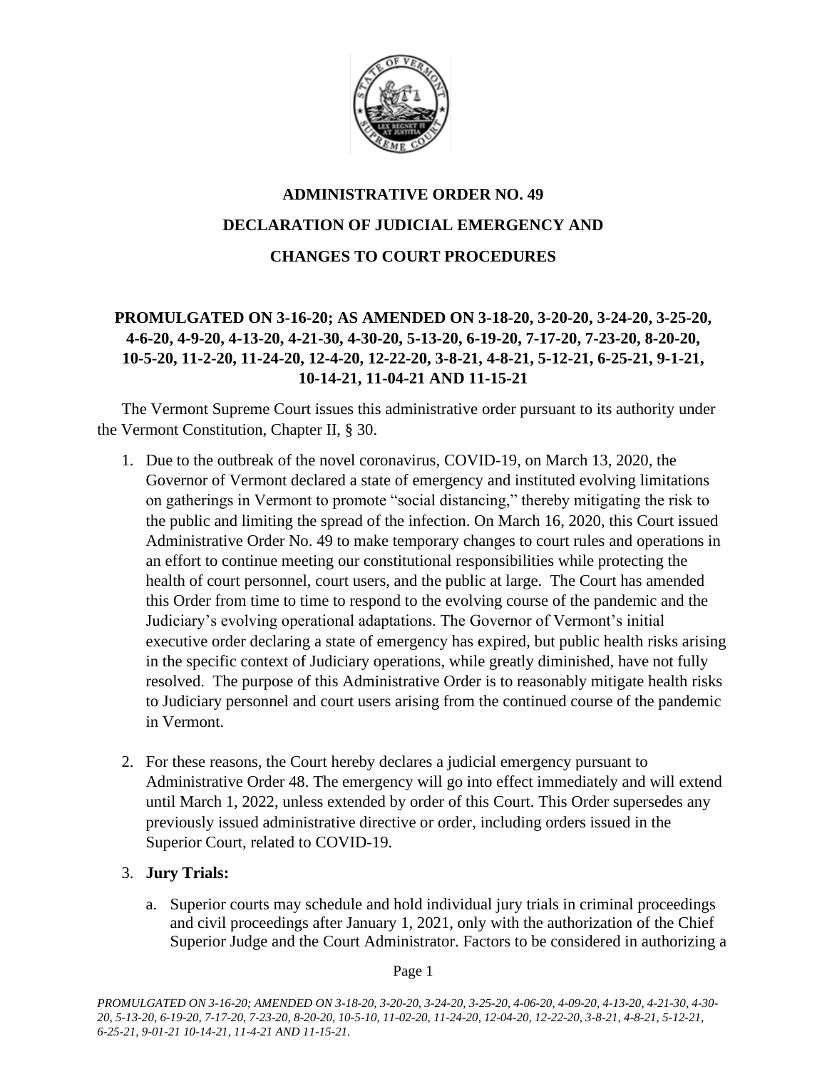# ADMINISTRATIVE ORDER NO. 49

# DECLARATION OF JUDICIAL EMERGENCY AND

# CHANGES TO COURT PROCEDURES

**PROMULGATED ON 3-16-20; AS AMENDED ON 3-18-20, 3-20-20, 3-24-20, 3-25-20, 4-6-20, 4-9-20, 4-13-20, 4-21-30, 4-30-20, 5-13-20, 6-19-20, 7-17-20, 7-23-20, 8-20-20, 10-5-20, 11-2-20, 11-24-20, 12-4-20, 12-22-20, 3-8-21, 4-8-21, 5-12-21, 6-25-21, 9-1-21, 10-14-21, 11-04-21 AND 11-15-21**

The Vermont Supreme Court issues this administrative order pursuant to its authority under the Vermont Constitution, Chapter II, § 30.

1. Due to the outbreak of the novel coronavirus, COVID-19, on March 13, 2020, the Governor of Vermont declared a state of emergency and instituted evolving limitations on gatherings in Vermont to promote "social distancing," thereby mitigating the risk to the public and limiting the spread of the infection. On March 16, 2020, this Court issued Administrative Order No. 49 to make temporary changes to court rules and operations in an effort to continue meeting our constitutional responsibilities while protecting the health of court personnel, court users, and the public at large. The Court has amended this Order from time to time to respond to the evolving course of the pandemic and the Judiciary's evolving operational adaptations. The Governor of Vermont's initial executive order declaring a state of emergency has expired, but public health risks arising in the specific context of Judiciary operations, while greatly diminished, have not fully resolved. The purpose of this Administrative Order is to reasonably mitigate health risks to Judiciary personnel and court users arising from the continued course of the pandemic in Vermont.

2. For these reasons, the Court hereby declares a judicial emergency pursuant to Administrative Order 48. The emergency will go into effect immediately and will extend until March 1, 2022, unless extended by order of this Court. This Order supersedes any previously issued administrative directive or order, including orders issued in the Superior Court, related to COVID-19.

3. **Jury Trials:**

   a. Superior courts may schedule and hold individual jury trials in criminal proceedings and civil proceedings after January 1, 2021, only with the authorization of the Chief Superior Judge and the Court Administrator. Factors to be considered in authorizing a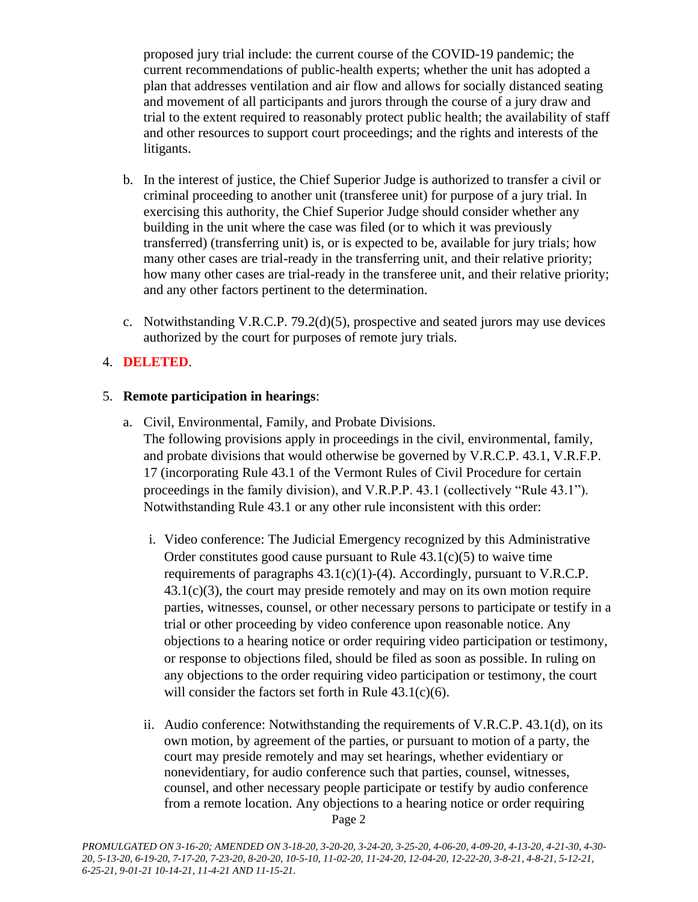proposed jury trial include: the current course of the COVID-19 pandemic; the current recommendations of public-health experts; whether the unit has adopted a plan that addresses ventilation and air flow and allows for socially distanced seating and movement of all participants and jurors through the course of a jury draw and trial to the extent required to reasonably protect public health; the availability of staff and other resources to support court proceedings; and the rights and interests of the litigants.

b. In the interest of justice, the Chief Superior Judge is authorized to transfer a civil or criminal proceeding to another unit (transferee unit) for purpose of a jury trial. In exercising this authority, the Chief Superior Judge should consider whether any building in the unit where the case was filed (or to which it was previously transferred) (transferring unit) is, or is expected to be, available for jury trials; how many other cases are trial-ready in the transferring unit, and their relative priority; how many other cases are trial-ready in the transferee unit, and their relative priority; and any other factors pertinent to the determination.

c. Notwithstanding V.R.C.P. 79.2(d)(5), prospective and seated jurors may use devices authorized by the court for purposes of remote jury trials.

4. **DELETED**.

5. **Remote participation in hearings**:

   a. Civil, Environmental, Family, and Probate Divisions.
   The following provisions apply in proceedings in the civil, environmental, family, and probate divisions that would otherwise be governed by V.R.C.P. 43.1, V.R.F.P. 17 (incorporating Rule 43.1 of the Vermont Rules of Civil Procedure for certain proceedings in the family division), and V.R.P.P. 43.1 (collectively "Rule 43.1"). Notwithstanding Rule 43.1 or any other rule inconsistent with this order:

      i. Video conference: The Judicial Emergency recognized by this Administrative Order constitutes good cause pursuant to Rule 43.1(c)(5) to waive time requirements of paragraphs 43.1(c)(1)-(4). Accordingly, pursuant to V.R.C.P. 43.1(c)(3), the court may preside remotely and may on its own motion require parties, witnesses, counsel, or other necessary persons to participate or testify in a trial or other proceeding by video conference upon reasonable notice. Any objections to a hearing notice or order requiring video participation or testimony, or response to objections filed, should be filed as soon as possible. In ruling on any objections to the order requiring video participation or testimony, the court will consider the factors set forth in Rule 43.1(c)(6).

      ii. Audio conference: Notwithstanding the requirements of V.R.C.P. 43.1(d), on its own motion, by agreement of the parties, or pursuant to motion of a party, the court may preside remotely and may set hearings, whether evidentiary or nonevidentiary, for audio conference such that parties, counsel, witnesses, counsel, and other necessary people participate or testify by audio conference from a remote location. Any objections to a hearing notice or order requiring

*PROMULGATED ON 3-16-20; AMENDED ON 3-18-20, 3-20-20, 3-24-20, 3-25-20, 4-06-20, 4-09-20, 4-13-20, 4-21-30, 4-30-20, 5-13-20, 6-19-20, 7-17-20, 7-23-20, 8-20-20, 10-5-10, 11-02-20, 11-24-20, 12-04-20, 12-22-20, 3-8-21, 4-8-21, 5-12-21, 6-25-21, 9-01-21 10-14-21, 11-4-21 AND 11-15-21.*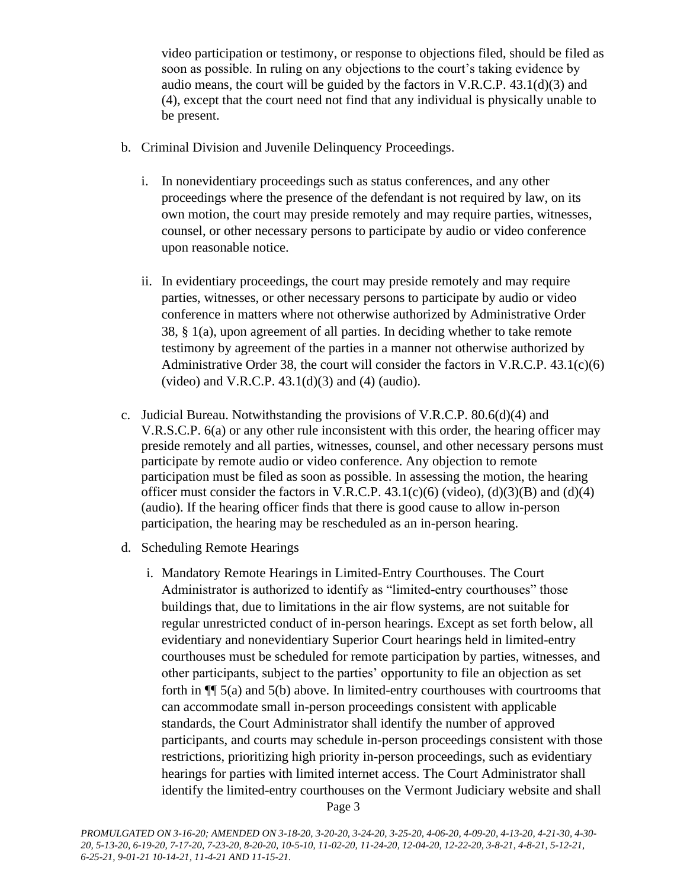video participation or testimony, or response to objections filed, should be filed as soon as possible. In ruling on any objections to the court's taking evidence by audio means, the court will be guided by the factors in V.R.C.P. 43.1(d)(3) and (4), except that the court need not find that any individual is physically unable to be present.

b. Criminal Division and Juvenile Delinquency Proceedings.

   i. In nonevidentiary proceedings such as status conferences, and any other proceedings where the presence of the defendant is not required by law, on its own motion, the court may preside remotely and may require parties, witnesses, counsel, or other necessary persons to participate by audio or video conference upon reasonable notice.

   ii. In evidentiary proceedings, the court may preside remotely and may require parties, witnesses, or other necessary persons to participate by audio or video conference in matters where not otherwise authorized by Administrative Order 38, § 1(a), upon agreement of all parties. In deciding whether to take remote testimony by agreement of the parties in a manner not otherwise authorized by Administrative Order 38, the court will consider the factors in V.R.C.P. 43.1(c)(6) (video) and V.R.C.P. 43.1(d)(3) and (4) (audio).

c. Judicial Bureau. Notwithstanding the provisions of V.R.C.P. 80.6(d)(4) and V.R.S.C.P. 6(a) or any other rule inconsistent with this order, the hearing officer may preside remotely and all parties, witnesses, counsel, and other necessary persons must participate by remote audio or video conference. Any objection to remote participation must be filed as soon as possible. In assessing the motion, the hearing officer must consider the factors in V.R.C.P. 43.1(c)(6) (video), (d)(3)(B) and (d)(4) (audio). If the hearing officer finds that there is good cause to allow in-person participation, the hearing may be rescheduled as an in-person hearing.

d. Scheduling Remote Hearings

   i. Mandatory Remote Hearings in Limited-Entry Courthouses. The Court Administrator is authorized to identify as "limited-entry courthouses" those buildings that, due to limitations in the air flow systems, are not suitable for regular unrestricted conduct of in-person hearings. Except as set forth below, all evidentiary and nonevidentiary Superior Court hearings held in limited-entry courthouses must be scheduled for remote participation by parties, witnesses, and other participants, subject to the parties' opportunity to file an objection as set forth in ¶¶ 5(a) and 5(b) above. In limited-entry courthouses with courtrooms that can accommodate small in-person proceedings consistent with applicable standards, the Court Administrator shall identify the number of approved participants, and courts may schedule in-person proceedings consistent with those restrictions, prioritizing high priority in-person proceedings, such as evidentiary hearings for parties with limited internet access. The Court Administrator shall identify the limited-entry courthouses on the Vermont Judiciary website and shall

*PROMULGATED ON 3-16-20; AMENDED ON 3-18-20, 3-20-20, 3-24-20, 3-25-20, 4-06-20, 4-09-20, 4-13-20, 4-21-30, 4-30-20, 5-13-20, 6-19-20, 7-17-20, 7-23-20, 8-20-20, 10-5-10, 11-02-20, 11-24-20, 12-04-20, 12-22-20, 3-8-21, 4-8-21, 5-12-21, 6-25-21, 9-01-21 10-14-21, 11-4-21 AND 11-15-21.*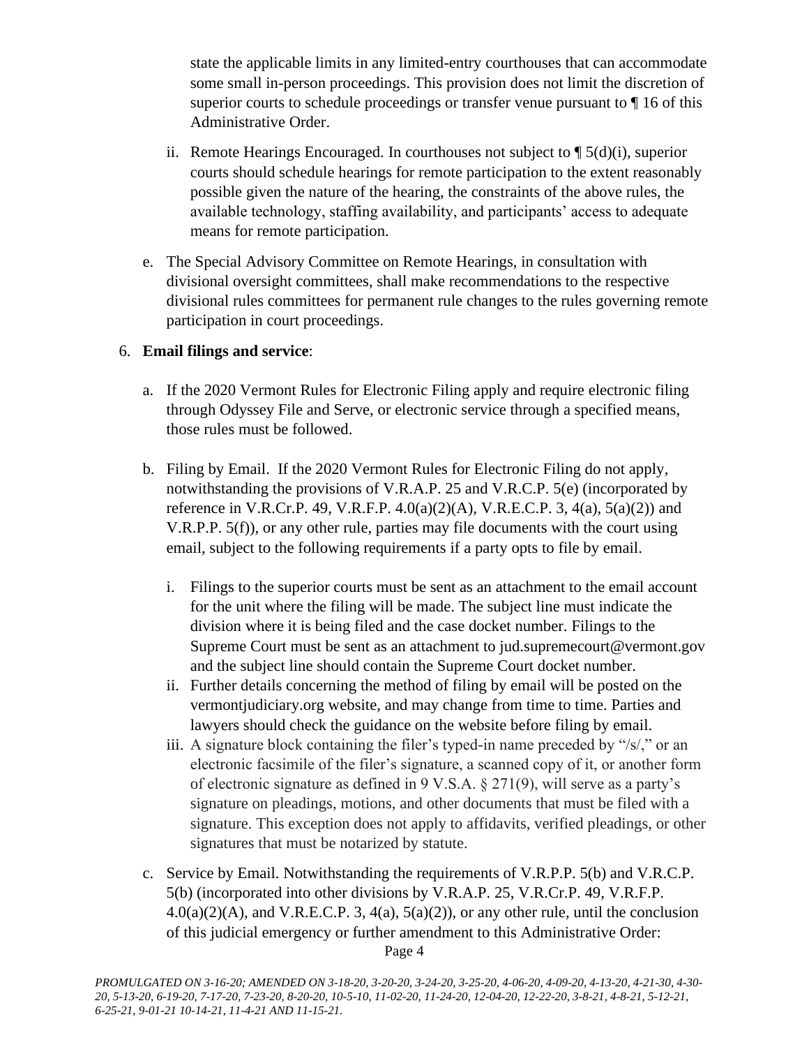state the applicable limits in any limited-entry courthouses that can accommodate some small in-person proceedings. This provision does not limit the discretion of superior courts to schedule proceedings or transfer venue pursuant to ¶ 16 of this Administrative Order.

ii. Remote Hearings Encouraged. In courthouses not subject to ¶ 5(d)(i), superior courts should schedule hearings for remote participation to the extent reasonably possible given the nature of the hearing, the constraints of the above rules, the available technology, staffing availability, and participants' access to adequate means for remote participation.

e. The Special Advisory Committee on Remote Hearings, in consultation with divisional oversight committees, shall make recommendations to the respective divisional rules committees for permanent rule changes to the rules governing remote participation in court proceedings.

6. **Email filings and service**:

   a. If the 2020 Vermont Rules for Electronic Filing apply and require electronic filing through Odyssey File and Serve, or electronic service through a specified means, those rules must be followed.

   b. Filing by Email. If the 2020 Vermont Rules for Electronic Filing do not apply, notwithstanding the provisions of V.R.A.P. 25 and V.R.C.P. 5(e) (incorporated by reference in V.R.Cr.P. 49, V.R.F.P. 4.0(a)(2)(A), V.R.E.C.P. 3, 4(a), 5(a)(2)) and V.R.P.P. 5(f)), or any other rule, parties may file documents with the court using email, subject to the following requirements if a party opts to file by email.

      i. Filings to the superior courts must be sent as an attachment to the email account for the unit where the filing will be made. The subject line must indicate the division where it is being filed and the case docket number. Filings to the Supreme Court must be sent as an attachment to jud.supremecourt@vermont.gov and the subject line should contain the Supreme Court docket number.
      ii. Further details concerning the method of filing by email will be posted on the vermontjudiciary.org website, and may change from time to time. Parties and lawyers should check the guidance on the website before filing by email.
      iii. A signature block containing the filer's typed-in name preceded by "/s/," or an electronic facsimile of the filer's signature, a scanned copy of it, or another form of electronic signature as defined in 9 V.S.A. § 271(9), will serve as a party's signature on pleadings, motions, and other documents that must be filed with a signature. This exception does not apply to affidavits, verified pleadings, or other signatures that must be notarized by statute.

   c. Service by Email. Notwithstanding the requirements of V.R.P.P. 5(b) and V.R.C.P. 5(b) (incorporated into other divisions by V.R.A.P. 25, V.R.Cr.P. 49, V.R.F.P. 4.0(a)(2)(A), and V.R.E.C.P. 3, 4(a), 5(a)(2)), or any other rule, until the conclusion of this judicial emergency or further amendment to this Administrative Order:

*PROMULGATED ON 3-16-20; AMENDED ON 3-18-20, 3-20-20, 3-24-20, 3-25-20, 4-06-20, 4-09-20, 4-13-20, 4-21-30, 4-30-20, 5-13-20, 6-19-20, 7-17-20, 7-23-20, 8-20-20, 10-5-10, 11-02-20, 11-24-20, 12-04-20, 12-22-20, 3-8-21, 4-8-21, 5-12-21, 6-25-21, 9-01-21 10-14-21, 11-4-21 AND 11-15-21.*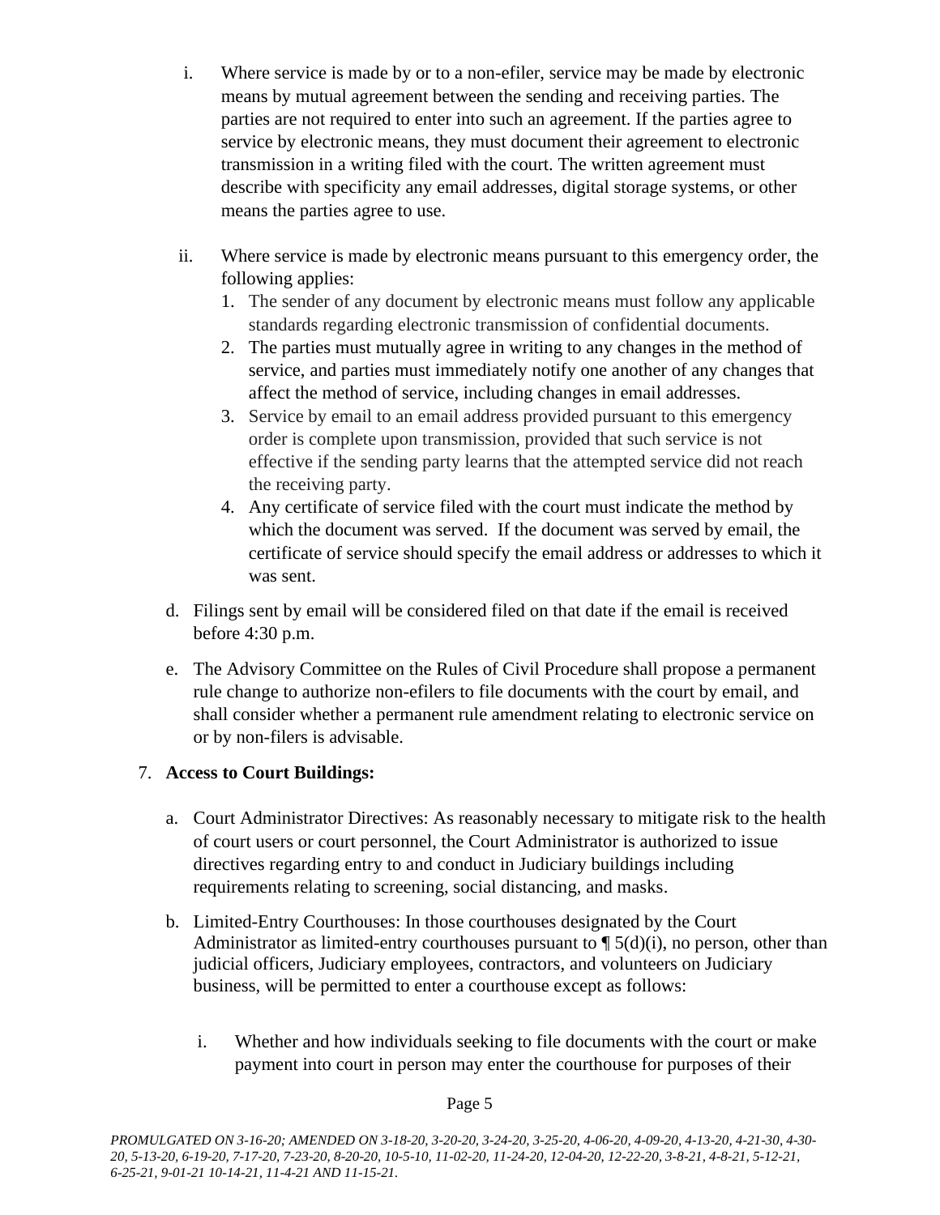i. Where service is made by or to a non-efiler, service may be made by electronic means by mutual agreement between the sending and receiving parties. The parties are not required to enter into such an agreement. If the parties agree to service by electronic means, they must document their agreement to electronic transmission in a writing filed with the court. The written agreement must describe with specificity any email addresses, digital storage systems, or other means the parties agree to use.

ii. Where service is made by electronic means pursuant to this emergency order, the following applies:

1. The sender of any document by electronic means must follow any applicable standards regarding electronic transmission of confidential documents.
2. The parties must mutually agree in writing to any changes in the method of service, and parties must immediately notify one another of any changes that affect the method of service, including changes in email addresses.
3. Service by email to an email address provided pursuant to this emergency order is complete upon transmission, provided that such service is not effective if the sending party learns that the attempted service did not reach the receiving party.
4. Any certificate of service filed with the court must indicate the method by which the document was served. If the document was served by email, the certificate of service should specify the email address or addresses to which it was sent.

d. Filings sent by email will be considered filed on that date if the email is received before 4:30 p.m.

e. The Advisory Committee on the Rules of Civil Procedure shall propose a permanent rule change to authorize non-efilers to file documents with the court by email, and shall consider whether a permanent rule amendment relating to electronic service on or by non-filers is advisable.

7. **Access to Court Buildings:**

a. Court Administrator Directives: As reasonably necessary to mitigate risk to the health of court users or court personnel, the Court Administrator is authorized to issue directives regarding entry to and conduct in Judiciary buildings including requirements relating to screening, social distancing, and masks.

b. Limited-Entry Courthouses: In those courthouses designated by the Court Administrator as limited-entry courthouses pursuant to ¶ 5(d)(i), no person, other than judicial officers, Judiciary employees, contractors, and volunteers on Judiciary business, will be permitted to enter a courthouse except as follows:

i. Whether and how individuals seeking to file documents with the court or make payment into court in person may enter the courthouse for purposes of their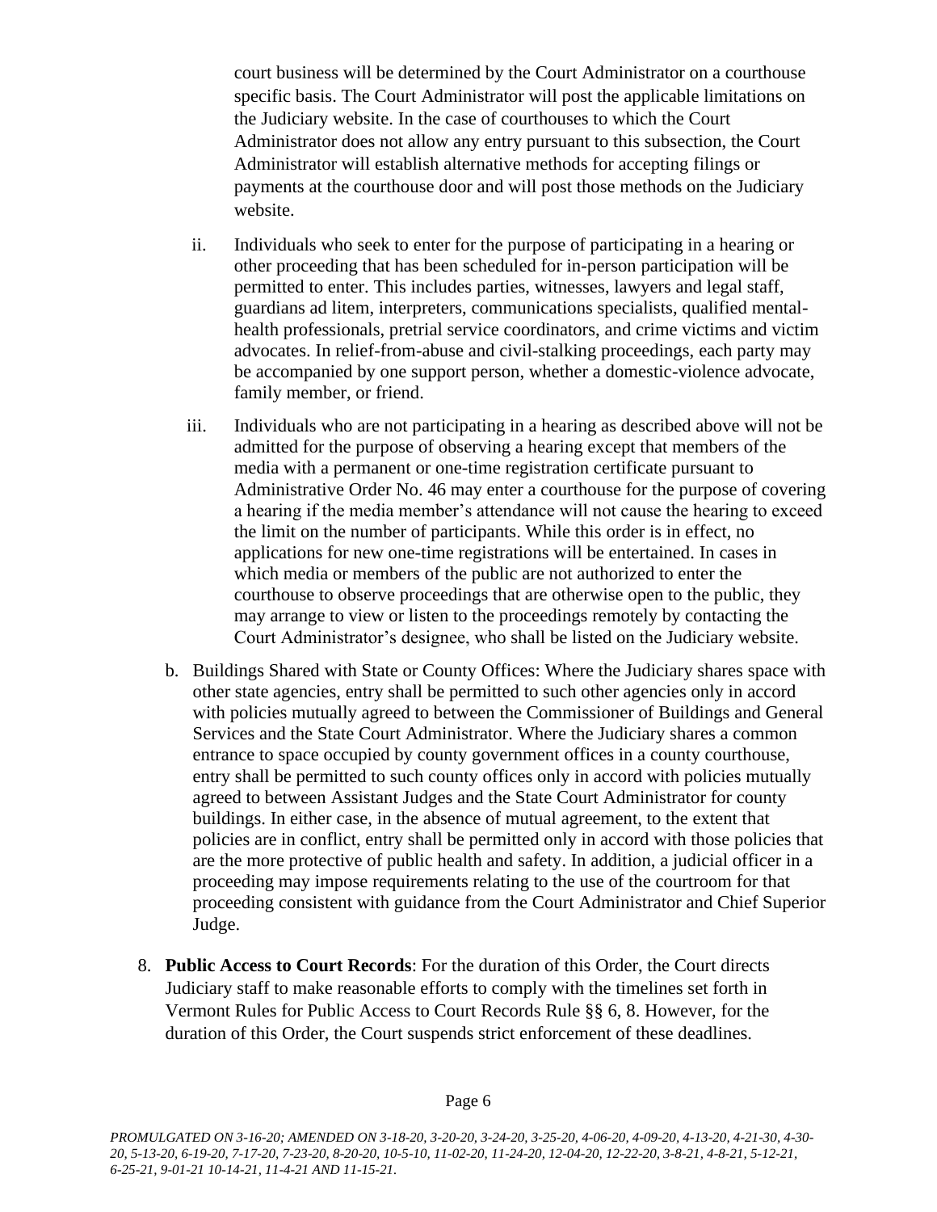court business will be determined by the Court Administrator on a courthouse specific basis. The Court Administrator will post the applicable limitations on the Judiciary website. In the case of courthouses to which the Court Administrator does not allow any entry pursuant to this subsection, the Court Administrator will establish alternative methods for accepting filings or payments at the courthouse door and will post those methods on the Judiciary website.

ii. Individuals who seek to enter for the purpose of participating in a hearing or other proceeding that has been scheduled for in-person participation will be permitted to enter. This includes parties, witnesses, lawyers and legal staff, guardians ad litem, interpreters, communications specialists, qualified mental-health professionals, pretrial service coordinators, and crime victims and victim advocates. In relief-from-abuse and civil-stalking proceedings, each party may be accompanied by one support person, whether a domestic-violence advocate, family member, or friend.

iii. Individuals who are not participating in a hearing as described above will not be admitted for the purpose of observing a hearing except that members of the media with a permanent or one-time registration certificate pursuant to Administrative Order No. 46 may enter a courthouse for the purpose of covering a hearing if the media member's attendance will not cause the hearing to exceed the limit on the number of participants. While this order is in effect, no applications for new one-time registrations will be entertained. In cases in which media or members of the public are not authorized to enter the courthouse to observe proceedings that are otherwise open to the public, they may arrange to view or listen to the proceedings remotely by contacting the Court Administrator's designee, who shall be listed on the Judiciary website.

b. Buildings Shared with State or County Offices: Where the Judiciary shares space with other state agencies, entry shall be permitted to such other agencies only in accord with policies mutually agreed to between the Commissioner of Buildings and General Services and the State Court Administrator. Where the Judiciary shares a common entrance to space occupied by county government offices in a county courthouse, entry shall be permitted to such county offices only in accord with policies mutually agreed to between Assistant Judges and the State Court Administrator for county buildings. In either case, in the absence of mutual agreement, to the extent that policies are in conflict, entry shall be permitted only in accord with those policies that are the more protective of public health and safety. In addition, a judicial officer in a proceeding may impose requirements relating to the use of the courtroom for that proceeding consistent with guidance from the Court Administrator and Chief Superior Judge.

8. **Public Access to Court Records**: For the duration of this Order, the Court directs Judiciary staff to make reasonable efforts to comply with the timelines set forth in Vermont Rules for Public Access to Court Records Rule §§ 6, 8. However, for the duration of this Order, the Court suspends strict enforcement of these deadlines.

*PROMULGATED ON 3-16-20; AMENDED ON 3-18-20, 3-20-20, 3-24-20, 3-25-20, 4-06-20, 4-09-20, 4-13-20, 4-21-30, 4-30-20, 5-13-20, 6-19-20, 7-17-20, 7-23-20, 8-20-20, 10-5-10, 11-02-20, 11-24-20, 12-04-20, 12-22-20, 3-8-21, 4-8-21, 5-12-21, 6-25-21, 9-01-21 10-14-21, 11-4-21 AND 11-15-21.*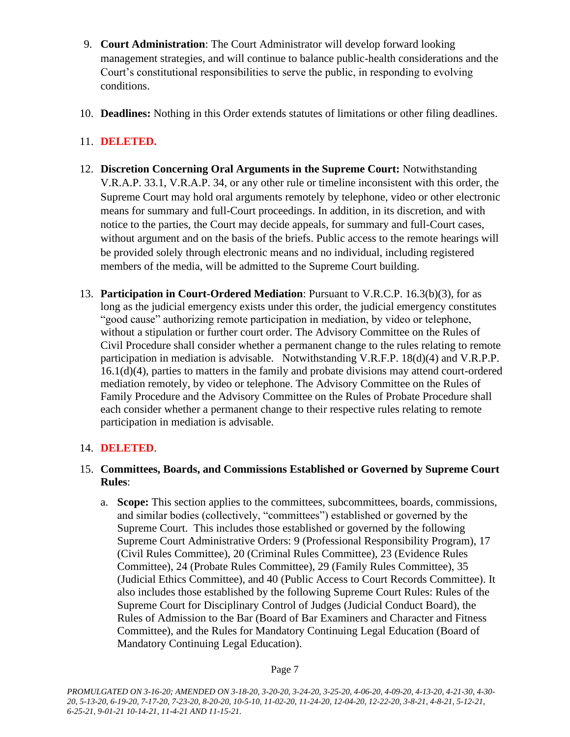9. **Court Administration**: The Court Administrator will develop forward looking management strategies, and will continue to balance public-health considerations and the Court's constitutional responsibilities to serve the public, in responding to evolving conditions.

10. **Deadlines:** Nothing in this Order extends statutes of limitations or other filing deadlines.

11. **DELETED.**

12. **Discretion Concerning Oral Arguments in the Supreme Court:** Notwithstanding V.R.A.P. 33.1, V.R.A.P. 34, or any other rule or timeline inconsistent with this order, the Supreme Court may hold oral arguments remotely by telephone, video or other electronic means for summary and full-Court proceedings. In addition, in its discretion, and with notice to the parties, the Court may decide appeals, for summary and full-Court cases, without argument and on the basis of the briefs. Public access to the remote hearings will be provided solely through electronic means and no individual, including registered members of the media, will be admitted to the Supreme Court building.

13. **Participation in Court-Ordered Mediation**: Pursuant to V.R.C.P. 16.3(b)(3), for as long as the judicial emergency exists under this order, the judicial emergency constitutes "good cause" authorizing remote participation in mediation, by video or telephone, without a stipulation or further court order. The Advisory Committee on the Rules of Civil Procedure shall consider whether a permanent change to the rules relating to remote participation in mediation is advisable. Notwithstanding V.R.F.P. 18(d)(4) and V.R.P.P. 16.1(d)(4), parties to matters in the family and probate divisions may attend court-ordered mediation remotely, by video or telephone. The Advisory Committee on the Rules of Family Procedure and the Advisory Committee on the Rules of Probate Procedure shall each consider whether a permanent change to their respective rules relating to remote participation in mediation is advisable.

14. **DELETED**.

15. **Committees, Boards, and Commissions Established or Governed by Supreme Court Rules**:

    a. **Scope:** This section applies to the committees, subcommittees, boards, commissions, and similar bodies (collectively, "committees") established or governed by the Supreme Court. This includes those established or governed by the following Supreme Court Administrative Orders: 9 (Professional Responsibility Program), 17 (Civil Rules Committee), 20 (Criminal Rules Committee), 23 (Evidence Rules Committee), 24 (Probate Rules Committee), 29 (Family Rules Committee), 35 (Judicial Ethics Committee), and 40 (Public Access to Court Records Committee). It also includes those established by the following Supreme Court Rules: Rules of the Supreme Court for Disciplinary Control of Judges (Judicial Conduct Board), the Rules of Admission to the Bar (Board of Bar Examiners and Character and Fitness Committee), and the Rules for Mandatory Continuing Legal Education (Board of Mandatory Continuing Legal Education).

*PROMULGATED ON 3-16-20; AMENDED ON 3-18-20, 3-20-20, 3-24-20, 3-25-20, 4-06-20, 4-09-20, 4-13-20, 4-21-30, 4-30-20, 5-13-20, 6-19-20, 7-17-20, 7-23-20, 8-20-20, 10-5-10, 11-02-20, 11-24-20, 12-04-20, 12-22-20, 3-8-21, 4-8-21, 5-12-21, 6-25-21, 9-01-21 10-14-21, 11-4-21 AND 11-15-21.*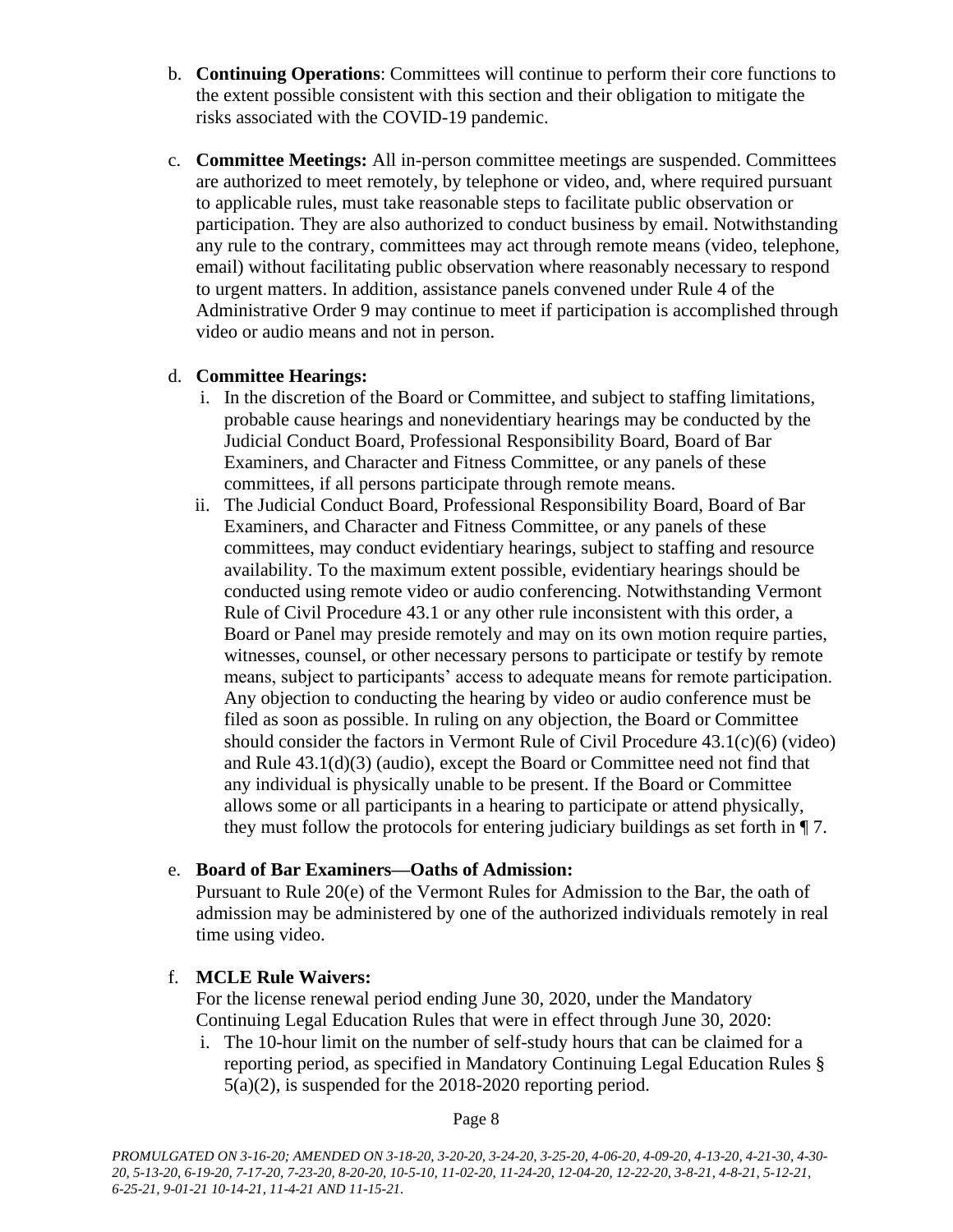b. **Continuing Operations**: Committees will continue to perform their core functions to the extent possible consistent with this section and their obligation to mitigate the risks associated with the COVID-19 pandemic.

c. **Committee Meetings:** All in-person committee meetings are suspended. Committees are authorized to meet remotely, by telephone or video, and, where required pursuant to applicable rules, must take reasonable steps to facilitate public observation or participation. They are also authorized to conduct business by email. Notwithstanding any rule to the contrary, committees may act through remote means (video, telephone, email) without facilitating public observation where reasonably necessary to respond to urgent matters. In addition, assistance panels convened under Rule 4 of the Administrative Order 9 may continue to meet if participation is accomplished through video or audio means and not in person.

d. **Committee Hearings:**

   i. In the discretion of the Board or Committee, and subject to staffing limitations, probable cause hearings and nonevidentiary hearings may be conducted by the Judicial Conduct Board, Professional Responsibility Board, Board of Bar Examiners, and Character and Fitness Committee, or any panels of these committees, if all persons participate through remote means.

   ii. The Judicial Conduct Board, Professional Responsibility Board, Board of Bar Examiners, and Character and Fitness Committee, or any panels of these committees, may conduct evidentiary hearings, subject to staffing and resource availability. To the maximum extent possible, evidentiary hearings should be conducted using remote video or audio conferencing. Notwithstanding Vermont Rule of Civil Procedure 43.1 or any other rule inconsistent with this order, a Board or Panel may preside remotely and may on its own motion require parties, witnesses, counsel, or other necessary persons to participate or testify by remote means, subject to participants' access to adequate means for remote participation. Any objection to conducting the hearing by video or audio conference must be filed as soon as possible. In ruling on any objection, the Board or Committee should consider the factors in Vermont Rule of Civil Procedure 43.1(c)(6) (video) and Rule 43.1(d)(3) (audio), except the Board or Committee need not find that any individual is physically unable to be present. If the Board or Committee allows some or all participants in a hearing to participate or attend physically, they must follow the protocols for entering judiciary buildings as set forth in ¶ 7.

e. **Board of Bar Examiners—Oaths of Admission:**
   Pursuant to Rule 20(e) of the Vermont Rules for Admission to the Bar, the oath of admission may be administered by one of the authorized individuals remotely in real time using video.

f. **MCLE Rule Waivers:**
   For the license renewal period ending June 30, 2020, under the Mandatory Continuing Legal Education Rules that were in effect through June 30, 2020:

   i. The 10-hour limit on the number of self-study hours that can be claimed for a reporting period, as specified in Mandatory Continuing Legal Education Rules § 5(a)(2), is suspended for the 2018-2020 reporting period.

*PROMULGATED ON 3-16-20; AMENDED ON 3-18-20, 3-20-20, 3-24-20, 3-25-20, 4-06-20, 4-09-20, 4-13-20, 4-21-30, 4-30-20, 5-13-20, 6-19-20, 7-17-20, 7-23-20, 8-20-20, 10-5-10, 11-02-20, 11-24-20, 12-04-20, 12-22-20, 3-8-21, 4-8-21, 5-12-21, 6-25-21, 9-01-21 10-14-21, 11-4-21 AND 11-15-21.*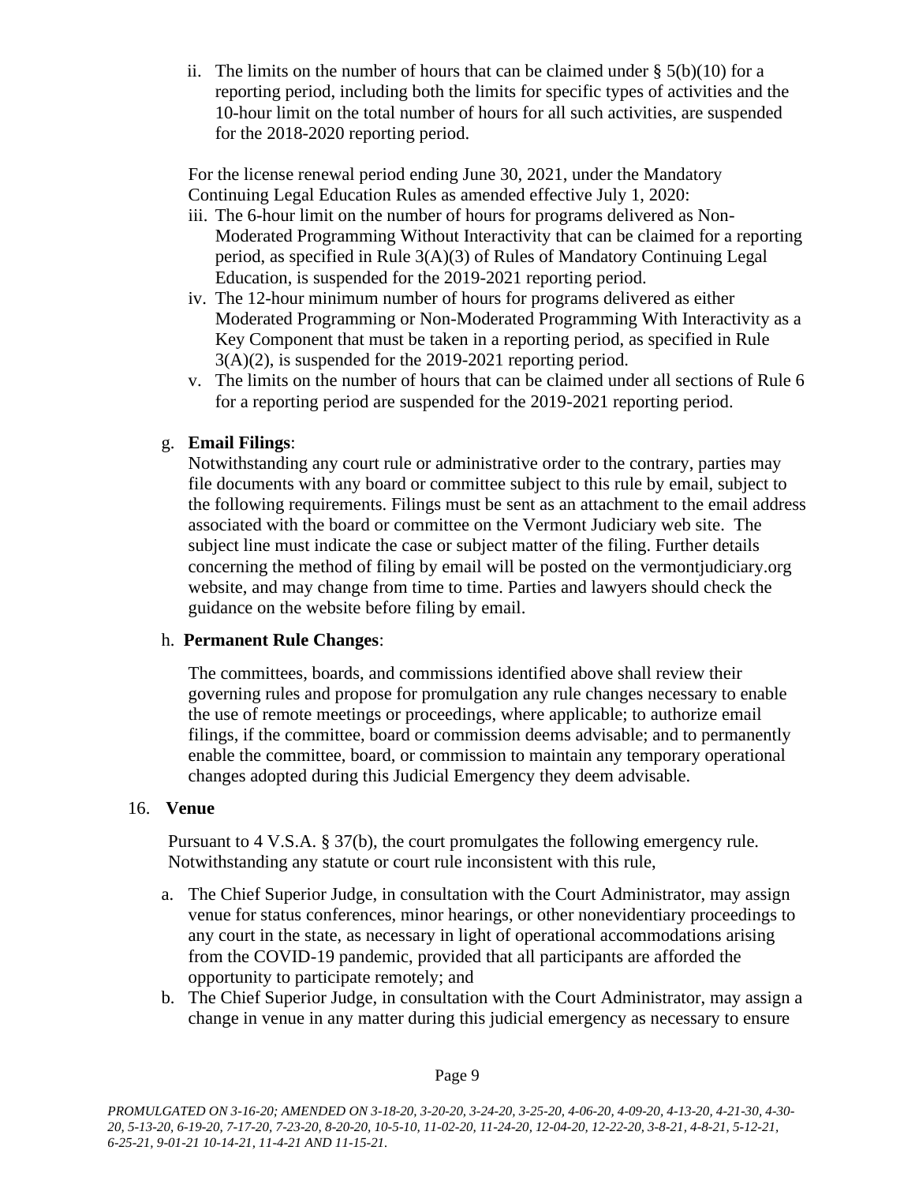ii. The limits on the number of hours that can be claimed under § 5(b)(10) for a reporting period, including both the limits for specific types of activities and the 10-hour limit on the total number of hours for all such activities, are suspended for the 2018-2020 reporting period.

For the license renewal period ending June 30, 2021, under the Mandatory Continuing Legal Education Rules as amended effective July 1, 2020:

iii. The 6-hour limit on the number of hours for programs delivered as Non-Moderated Programming Without Interactivity that can be claimed for a reporting period, as specified in Rule 3(A)(3) of Rules of Mandatory Continuing Legal Education, is suspended for the 2019-2021 reporting period.

iv. The 12-hour minimum number of hours for programs delivered as either Moderated Programming or Non-Moderated Programming With Interactivity as a Key Component that must be taken in a reporting period, as specified in Rule 3(A)(2), is suspended for the 2019-2021 reporting period.

v. The limits on the number of hours that can be claimed under all sections of Rule 6 for a reporting period are suspended for the 2019-2021 reporting period.

g. **Email Filings**:

Notwithstanding any court rule or administrative order to the contrary, parties may file documents with any board or committee subject to this rule by email, subject to the following requirements. Filings must be sent as an attachment to the email address associated with the board or committee on the Vermont Judiciary web site. The subject line must indicate the case or subject matter of the filing. Further details concerning the method of filing by email will be posted on the vermontjudiciary.org website, and may change from time to time. Parties and lawyers should check the guidance on the website before filing by email.

h. **Permanent Rule Changes**:

The committees, boards, and commissions identified above shall review their governing rules and propose for promulgation any rule changes necessary to enable the use of remote meetings or proceedings, where applicable; to authorize email filings, if the committee, board or commission deems advisable; and to permanently enable the committee, board, or commission to maintain any temporary operational changes adopted during this Judicial Emergency they deem advisable.

16. **Venue**

Pursuant to 4 V.S.A. § 37(b), the court promulgates the following emergency rule. Notwithstanding any statute or court rule inconsistent with this rule,

a. The Chief Superior Judge, in consultation with the Court Administrator, may assign venue for status conferences, minor hearings, or other nonevidentiary proceedings to any court in the state, as necessary in light of operational accommodations arising from the COVID-19 pandemic, provided that all participants are afforded the opportunity to participate remotely; and

b. The Chief Superior Judge, in consultation with the Court Administrator, may assign a change in venue in any matter during this judicial emergency as necessary to ensure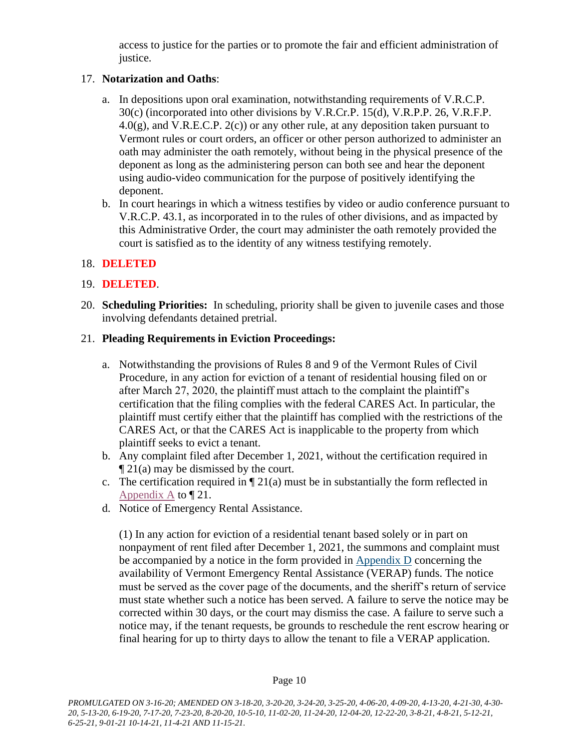access to justice for the parties or to promote the fair and efficient administration of justice.

17. **Notarization and Oaths**:

    a. In depositions upon oral examination, notwithstanding requirements of V.R.C.P. 30(c) (incorporated into other divisions by V.R.Cr.P. 15(d), V.R.P.P. 26, V.R.F.P. 4.0(g), and V.R.E.C.P. 2(c)) or any other rule, at any deposition taken pursuant to Vermont rules or court orders, an officer or other person authorized to administer an oath may administer the oath remotely, without being in the physical presence of the deponent as long as the administering person can both see and hear the deponent using audio-video communication for the purpose of positively identifying the deponent.
    b. In court hearings in which a witness testifies by video or audio conference pursuant to V.R.C.P. 43.1, as incorporated in to the rules of other divisions, and as impacted by this Administrative Order, the court may administer the oath remotely provided the court is satisfied as to the identity of any witness testifying remotely.

18. **DELETED**

19. **DELETED**.

20. **Scheduling Priorities:** In scheduling, priority shall be given to juvenile cases and those involving defendants detained pretrial.

21. **Pleading Requirements in Eviction Proceedings:**

    a. Notwithstanding the provisions of Rules 8 and 9 of the Vermont Rules of Civil Procedure, in any action for eviction of a tenant of residential housing filed on or after March 27, 2020, the plaintiff must attach to the complaint the plaintiff's certification that the filing complies with the federal CARES Act. In particular, the plaintiff must certify either that the plaintiff has complied with the restrictions of the CARES Act, or that the CARES Act is inapplicable to the property from which plaintiff seeks to evict a tenant.
    b. Any complaint filed after December 1, 2021, without the certification required in ¶ 21(a) may be dismissed by the court.
    c. The certification required in ¶ 21(a) must be in substantially the form reflected in Appendix A to ¶ 21.
    d. Notice of Emergency Rental Assistance.

       (1) In any action for eviction of a residential tenant based solely or in part on nonpayment of rent filed after December 1, 2021, the summons and complaint must be accompanied by a notice in the form provided in Appendix D concerning the availability of Vermont Emergency Rental Assistance (VERAP) funds. The notice must be served as the cover page of the documents, and the sheriff's return of service must state whether such a notice has been served. A failure to serve the notice may be corrected within 30 days, or the court may dismiss the case. A failure to serve such a notice may, if the tenant requests, be grounds to reschedule the rent escrow hearing or final hearing for up to thirty days to allow the tenant to file a VERAP application.

*PROMULGATED ON 3-16-20; AMENDED ON 3-18-20, 3-20-20, 3-24-20, 3-25-20, 4-06-20, 4-09-20, 4-13-20, 4-21-30, 4-30-20, 5-13-20, 6-19-20, 7-17-20, 7-23-20, 8-20-20, 10-5-10, 11-02-20, 11-24-20, 12-04-20, 12-22-20, 3-8-21, 4-8-21, 5-12-21, 6-25-21, 9-01-21 10-14-21, 11-4-21 AND 11-15-21.*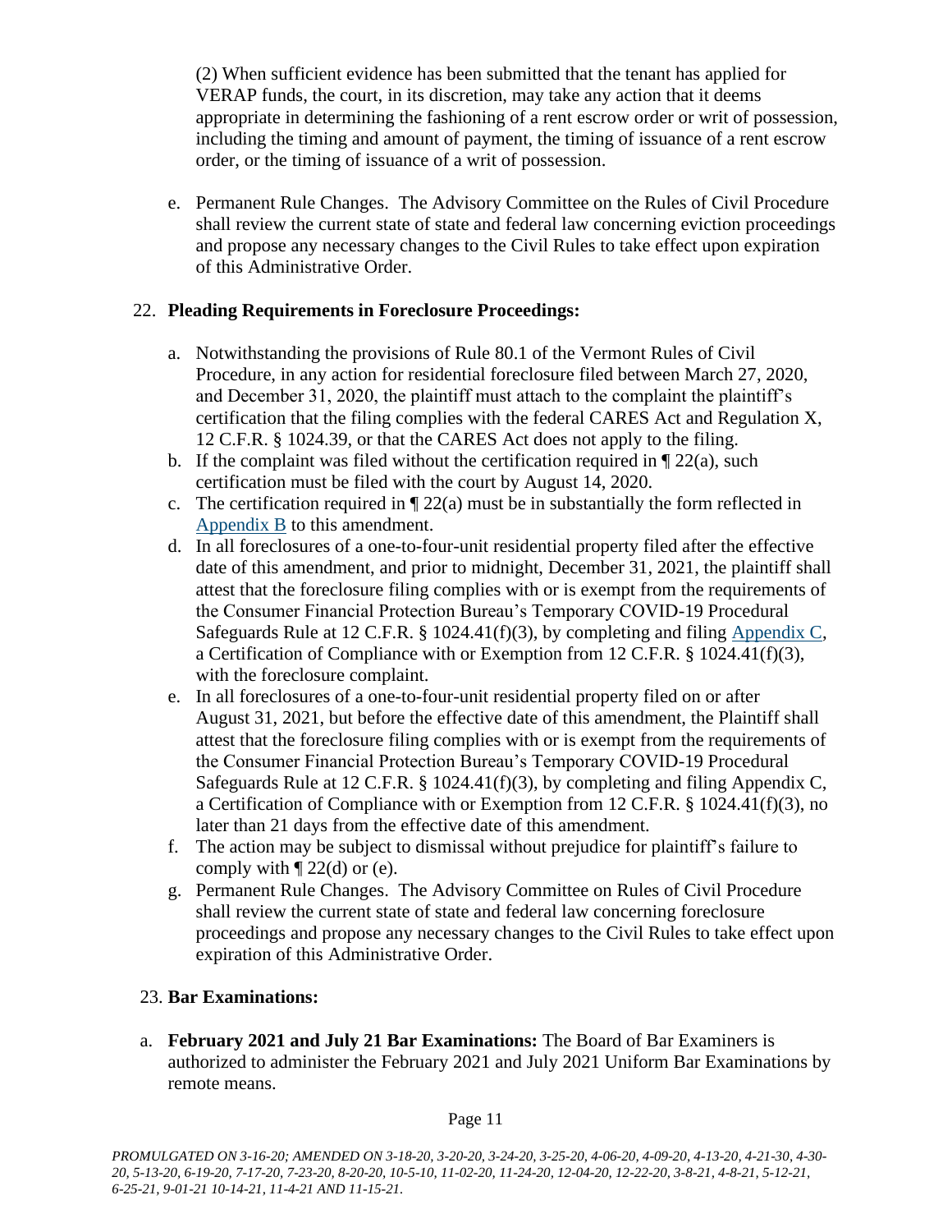(2) When sufficient evidence has been submitted that the tenant has applied for VERAP funds, the court, in its discretion, may take any action that it deems appropriate in determining the fashioning of a rent escrow order or writ of possession, including the timing and amount of payment, the timing of issuance of a rent escrow order, or the timing of issuance of a writ of possession.

e. Permanent Rule Changes. The Advisory Committee on the Rules of Civil Procedure shall review the current state of state and federal law concerning eviction proceedings and propose any necessary changes to the Civil Rules to take effect upon expiration of this Administrative Order.

22. **Pleading Requirements in Foreclosure Proceedings:**

a. Notwithstanding the provisions of Rule 80.1 of the Vermont Rules of Civil Procedure, in any action for residential foreclosure filed between March 27, 2020, and December 31, 2020, the plaintiff must attach to the complaint the plaintiff's certification that the filing complies with the federal CARES Act and Regulation X, 12 C.F.R. § 1024.39, or that the CARES Act does not apply to the filing.

b. If the complaint was filed without the certification required in ¶ 22(a), such certification must be filed with the court by August 14, 2020.

c. The certification required in ¶ 22(a) must be in substantially the form reflected in Appendix B to this amendment.

d. In all foreclosures of a one-to-four-unit residential property filed after the effective date of this amendment, and prior to midnight, December 31, 2021, the plaintiff shall attest that the foreclosure filing complies with or is exempt from the requirements of the Consumer Financial Protection Bureau's Temporary COVID-19 Procedural Safeguards Rule at 12 C.F.R. § 1024.41(f)(3), by completing and filing Appendix C, a Certification of Compliance with or Exemption from 12 C.F.R. § 1024.41(f)(3), with the foreclosure complaint.

e. In all foreclosures of a one-to-four-unit residential property filed on or after August 31, 2021, but before the effective date of this amendment, the Plaintiff shall attest that the foreclosure filing complies with or is exempt from the requirements of the Consumer Financial Protection Bureau's Temporary COVID-19 Procedural Safeguards Rule at 12 C.F.R. § 1024.41(f)(3), by completing and filing Appendix C, a Certification of Compliance with or Exemption from 12 C.F.R. § 1024.41(f)(3), no later than 21 days from the effective date of this amendment.

f. The action may be subject to dismissal without prejudice for plaintiff's failure to comply with ¶ 22(d) or (e).

g. Permanent Rule Changes. The Advisory Committee on Rules of Civil Procedure shall review the current state of state and federal law concerning foreclosure proceedings and propose any necessary changes to the Civil Rules to take effect upon expiration of this Administrative Order.

23. **Bar Examinations:**

a. **February 2021 and July 21 Bar Examinations:** The Board of Bar Examiners is authorized to administer the February 2021 and July 2021 Uniform Bar Examinations by remote means.

*PROMULGATED ON 3-16-20; AMENDED ON 3-18-20, 3-20-20, 3-24-20, 3-25-20, 4-06-20, 4-09-20, 4-13-20, 4-21-30, 4-30-20, 5-13-20, 6-19-20, 7-17-20, 7-23-20, 8-20-20, 10-5-10, 11-02-20, 11-24-20, 12-04-20, 12-22-20, 3-8-21, 4-8-21, 5-12-21, 6-25-21, 9-01-21 10-14-21, 11-4-21 AND 11-15-21.*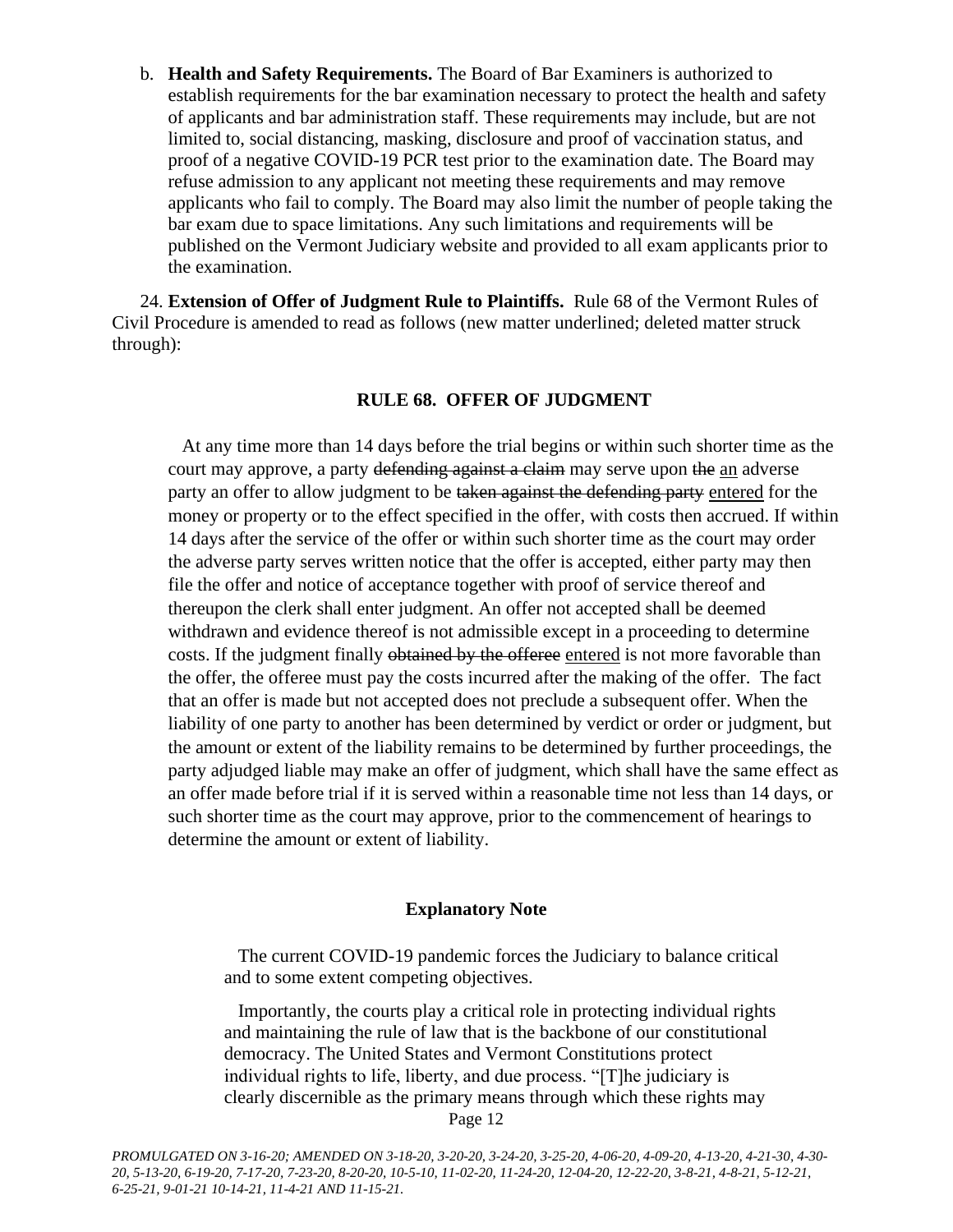b. **Health and Safety Requirements.** The Board of Bar Examiners is authorized to establish requirements for the bar examination necessary to protect the health and safety of applicants and bar administration staff. These requirements may include, but are not limited to, social distancing, masking, disclosure and proof of vaccination status, and proof of a negative COVID-19 PCR test prior to the examination date. The Board may refuse admission to any applicant not meeting these requirements and may remove applicants who fail to comply. The Board may also limit the number of people taking the bar exam due to space limitations. Any such limitations and requirements will be published on the Vermont Judiciary website and provided to all exam applicants prior to the examination.

24. **Extension of Offer of Judgment Rule to Plaintiffs.** Rule 68 of the Vermont Rules of Civil Procedure is amended to read as follows (new matter underlined; deleted matter struck through):

**RULE 68. OFFER OF JUDGMENT**

At any time more than 14 days before the trial begins or within such shorter time as the court may approve, a party ~~defending against a claim~~ may serve upon ~~the~~ <u>an</u> adverse party an offer to allow judgment to be ~~taken against the defending party~~ <u>entered</u> for the money or property or to the effect specified in the offer, with costs then accrued. If within 14 days after the service of the offer or within such shorter time as the court may order the adverse party serves written notice that the offer is accepted, either party may then file the offer and notice of acceptance together with proof of service thereof and thereupon the clerk shall enter judgment. An offer not accepted shall be deemed withdrawn and evidence thereof is not admissible except in a proceeding to determine costs. If the judgment finally ~~obtained by the offeree~~ <u>entered</u> is not more favorable than the offer, the offeree must pay the costs incurred after the making of the offer. The fact that an offer is made but not accepted does not preclude a subsequent offer. When the liability of one party to another has been determined by verdict or order or judgment, but the amount or extent of the liability remains to be determined by further proceedings, the party adjudged liable may make an offer of judgment, which shall have the same effect as an offer made before trial if it is served within a reasonable time not less than 14 days, or such shorter time as the court may approve, prior to the commencement of hearings to determine the amount or extent of liability.

**Explanatory Note**

The current COVID-19 pandemic forces the Judiciary to balance critical and to some extent competing objectives.

Importantly, the courts play a critical role in protecting individual rights and maintaining the rule of law that is the backbone of our constitutional democracy. The United States and Vermont Constitutions protect individual rights to life, liberty, and due process. "[T]he judiciary is clearly discernible as the primary means through which these rights may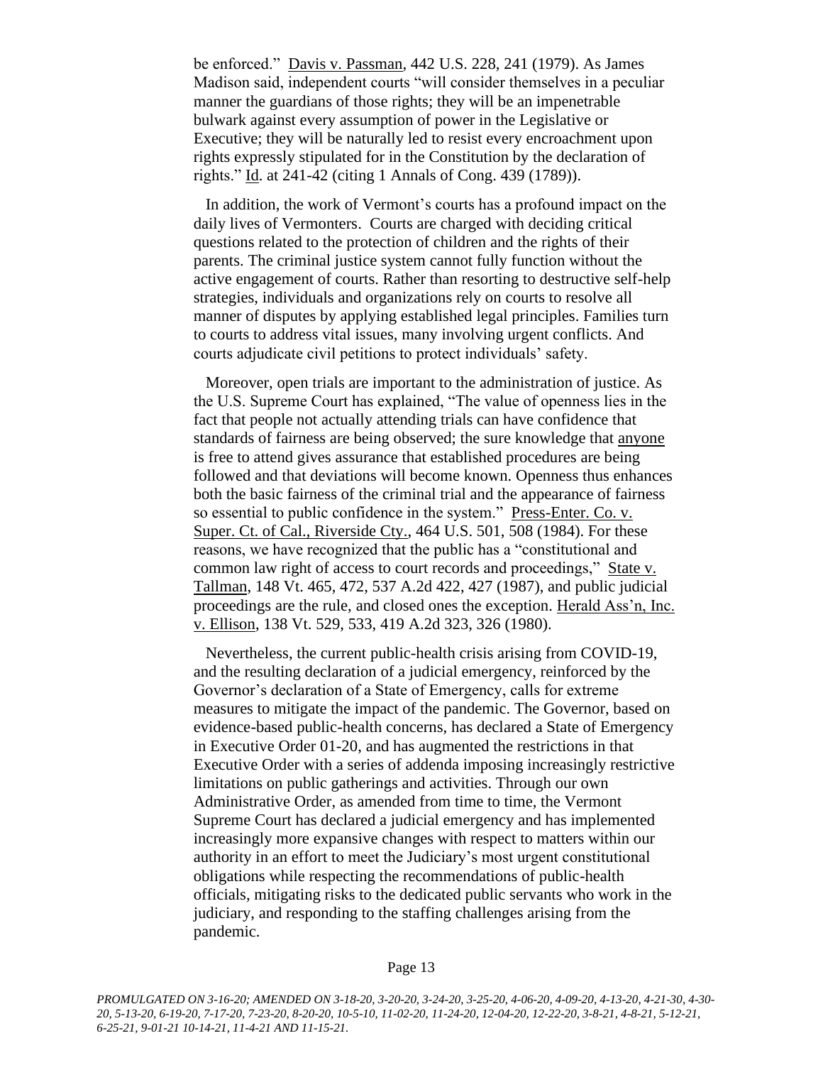be enforced." Davis v. Passman, 442 U.S. 228, 241 (1979). As James Madison said, independent courts "will consider themselves in a peculiar manner the guardians of those rights; they will be an impenetrable bulwark against every assumption of power in the Legislative or Executive; they will be naturally led to resist every encroachment upon rights expressly stipulated for in the Constitution by the declaration of rights." Id. at 241-42 (citing 1 Annals of Cong. 439 (1789)).

In addition, the work of Vermont's courts has a profound impact on the daily lives of Vermonters. Courts are charged with deciding critical questions related to the protection of children and the rights of their parents. The criminal justice system cannot fully function without the active engagement of courts. Rather than resorting to destructive self-help strategies, individuals and organizations rely on courts to resolve all manner of disputes by applying established legal principles. Families turn to courts to address vital issues, many involving urgent conflicts. And courts adjudicate civil petitions to protect individuals' safety.

Moreover, open trials are important to the administration of justice. As the U.S. Supreme Court has explained, "The value of openness lies in the fact that people not actually attending trials can have confidence that standards of fairness are being observed; the sure knowledge that anyone is free to attend gives assurance that established procedures are being followed and that deviations will become known. Openness thus enhances both the basic fairness of the criminal trial and the appearance of fairness so essential to public confidence in the system." Press-Enter. Co. v. Super. Ct. of Cal., Riverside Cty., 464 U.S. 501, 508 (1984). For these reasons, we have recognized that the public has a "constitutional and common law right of access to court records and proceedings," State v. Tallman, 148 Vt. 465, 472, 537 A.2d 422, 427 (1987), and public judicial proceedings are the rule, and closed ones the exception. Herald Ass'n, Inc. v. Ellison, 138 Vt. 529, 533, 419 A.2d 323, 326 (1980).

Nevertheless, the current public-health crisis arising from COVID-19, and the resulting declaration of a judicial emergency, reinforced by the Governor's declaration of a State of Emergency, calls for extreme measures to mitigate the impact of the pandemic. The Governor, based on evidence-based public-health concerns, has declared a State of Emergency in Executive Order 01-20, and has augmented the restrictions in that Executive Order with a series of addenda imposing increasingly restrictive limitations on public gatherings and activities. Through our own Administrative Order, as amended from time to time, the Vermont Supreme Court has declared a judicial emergency and has implemented increasingly more expansive changes with respect to matters within our authority in an effort to meet the Judiciary's most urgent constitutional obligations while respecting the recommendations of public-health officials, mitigating risks to the dedicated public servants who work in the judiciary, and responding to the staffing challenges arising from the pandemic.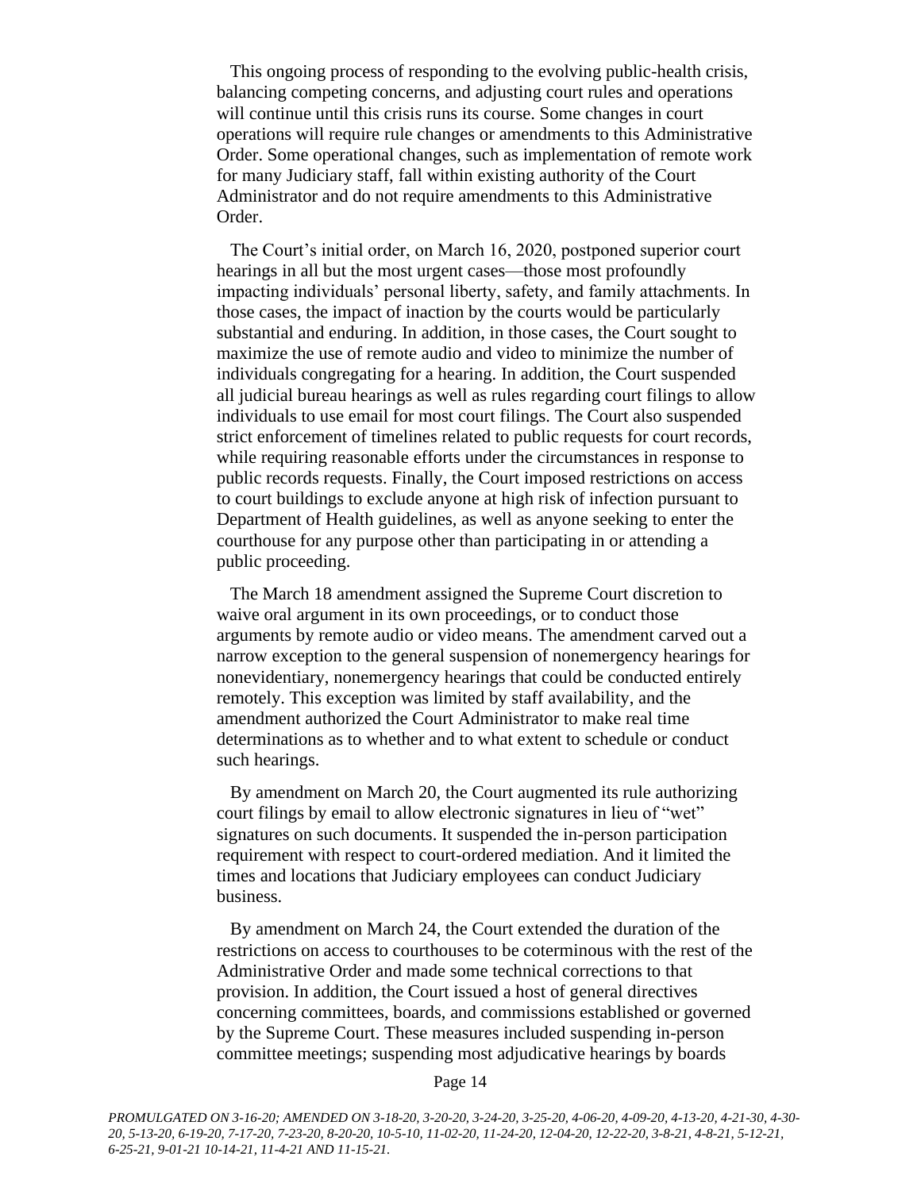This ongoing process of responding to the evolving public-health crisis, balancing competing concerns, and adjusting court rules and operations will continue until this crisis runs its course. Some changes in court operations will require rule changes or amendments to this Administrative Order. Some operational changes, such as implementation of remote work for many Judiciary staff, fall within existing authority of the Court Administrator and do not require amendments to this Administrative Order.

The Court's initial order, on March 16, 2020, postponed superior court hearings in all but the most urgent cases—those most profoundly impacting individuals' personal liberty, safety, and family attachments. In those cases, the impact of inaction by the courts would be particularly substantial and enduring. In addition, in those cases, the Court sought to maximize the use of remote audio and video to minimize the number of individuals congregating for a hearing. In addition, the Court suspended all judicial bureau hearings as well as rules regarding court filings to allow individuals to use email for most court filings. The Court also suspended strict enforcement of timelines related to public requests for court records, while requiring reasonable efforts under the circumstances in response to public records requests. Finally, the Court imposed restrictions on access to court buildings to exclude anyone at high risk of infection pursuant to Department of Health guidelines, as well as anyone seeking to enter the courthouse for any purpose other than participating in or attending a public proceeding.

The March 18 amendment assigned the Supreme Court discretion to waive oral argument in its own proceedings, or to conduct those arguments by remote audio or video means. The amendment carved out a narrow exception to the general suspension of nonemergency hearings for nonevidentiary, nonemergency hearings that could be conducted entirely remotely. This exception was limited by staff availability, and the amendment authorized the Court Administrator to make real time determinations as to whether and to what extent to schedule or conduct such hearings.

By amendment on March 20, the Court augmented its rule authorizing court filings by email to allow electronic signatures in lieu of "wet" signatures on such documents. It suspended the in-person participation requirement with respect to court-ordered mediation. And it limited the times and locations that Judiciary employees can conduct Judiciary business.

By amendment on March 24, the Court extended the duration of the restrictions on access to courthouses to be coterminous with the rest of the Administrative Order and made some technical corrections to that provision. In addition, the Court issued a host of general directives concerning committees, boards, and commissions established or governed by the Supreme Court. These measures included suspending in-person committee meetings; suspending most adjudicative hearings by boards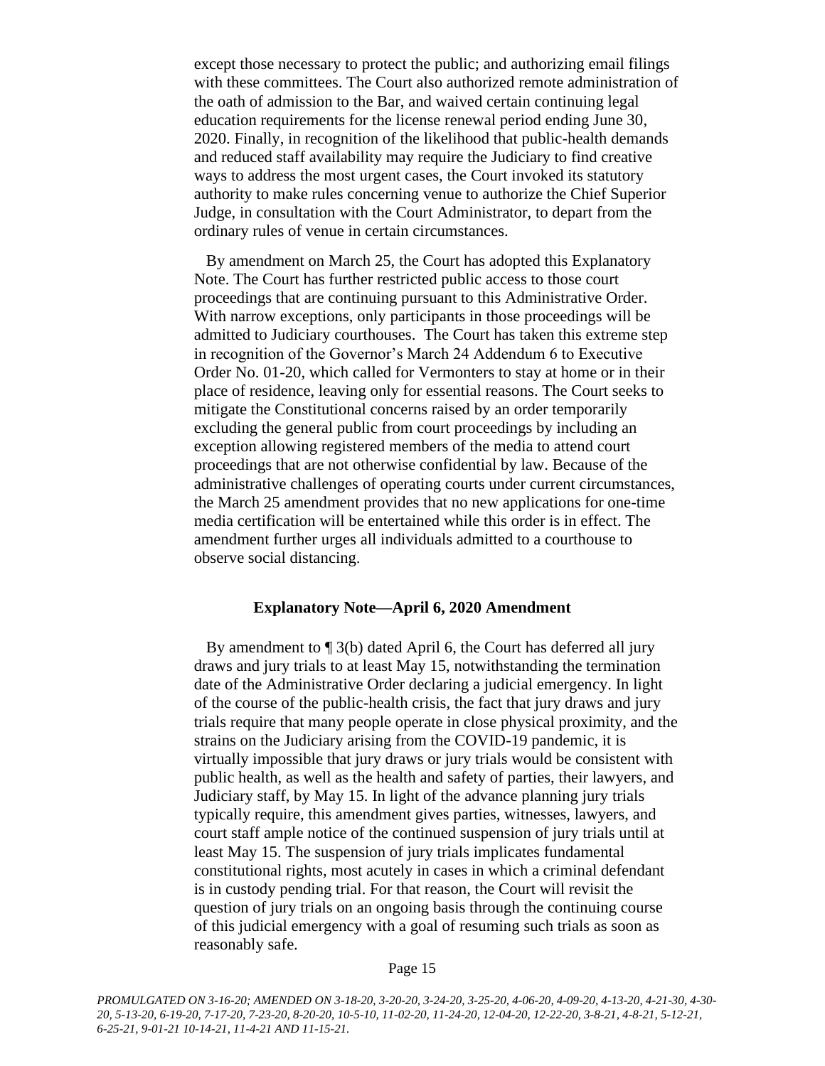except those necessary to protect the public; and authorizing email filings with these committees. The Court also authorized remote administration of the oath of admission to the Bar, and waived certain continuing legal education requirements for the license renewal period ending June 30, 2020. Finally, in recognition of the likelihood that public-health demands and reduced staff availability may require the Judiciary to find creative ways to address the most urgent cases, the Court invoked its statutory authority to make rules concerning venue to authorize the Chief Superior Judge, in consultation with the Court Administrator, to depart from the ordinary rules of venue in certain circumstances.

By amendment on March 25, the Court has adopted this Explanatory Note. The Court has further restricted public access to those court proceedings that are continuing pursuant to this Administrative Order. With narrow exceptions, only participants in those proceedings will be admitted to Judiciary courthouses. The Court has taken this extreme step in recognition of the Governor's March 24 Addendum 6 to Executive Order No. 01-20, which called for Vermonters to stay at home or in their place of residence, leaving only for essential reasons. The Court seeks to mitigate the Constitutional concerns raised by an order temporarily excluding the general public from court proceedings by including an exception allowing registered members of the media to attend court proceedings that are not otherwise confidential by law. Because of the administrative challenges of operating courts under current circumstances, the March 25 amendment provides that no new applications for one-time media certification will be entertained while this order is in effect. The amendment further urges all individuals admitted to a courthouse to observe social distancing.

### Explanatory Note—April 6, 2020 Amendment

By amendment to ¶ 3(b) dated April 6, the Court has deferred all jury draws and jury trials to at least May 15, notwithstanding the termination date of the Administrative Order declaring a judicial emergency. In light of the course of the public-health crisis, the fact that jury draws and jury trials require that many people operate in close physical proximity, and the strains on the Judiciary arising from the COVID-19 pandemic, it is virtually impossible that jury draws or jury trials would be consistent with public health, as well as the health and safety of parties, their lawyers, and Judiciary staff, by May 15. In light of the advance planning jury trials typically require, this amendment gives parties, witnesses, lawyers, and court staff ample notice of the continued suspension of jury trials until at least May 15. The suspension of jury trials implicates fundamental constitutional rights, most acutely in cases in which a criminal defendant is in custody pending trial. For that reason, the Court will revisit the question of jury trials on an ongoing basis through the continuing course of this judicial emergency with a goal of resuming such trials as soon as reasonably safe.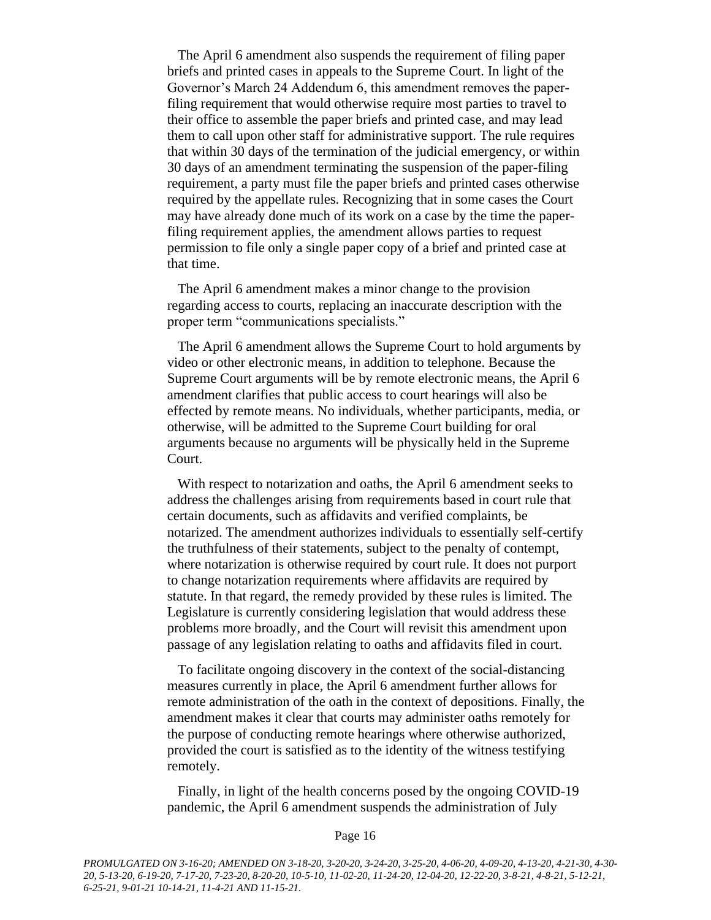The April 6 amendment also suspends the requirement of filing paper briefs and printed cases in appeals to the Supreme Court. In light of the Governor's March 24 Addendum 6, this amendment removes the paper-filing requirement that would otherwise require most parties to travel to their office to assemble the paper briefs and printed case, and may lead them to call upon other staff for administrative support. The rule requires that within 30 days of the termination of the judicial emergency, or within 30 days of an amendment terminating the suspension of the paper-filing requirement, a party must file the paper briefs and printed cases otherwise required by the appellate rules. Recognizing that in some cases the Court may have already done much of its work on a case by the time the paper-filing requirement applies, the amendment allows parties to request permission to file only a single paper copy of a brief and printed case at that time.

The April 6 amendment makes a minor change to the provision regarding access to courts, replacing an inaccurate description with the proper term "communications specialists."

The April 6 amendment allows the Supreme Court to hold arguments by video or other electronic means, in addition to telephone. Because the Supreme Court arguments will be by remote electronic means, the April 6 amendment clarifies that public access to court hearings will also be effected by remote means. No individuals, whether participants, media, or otherwise, will be admitted to the Supreme Court building for oral arguments because no arguments will be physically held in the Supreme Court.

With respect to notarization and oaths, the April 6 amendment seeks to address the challenges arising from requirements based in court rule that certain documents, such as affidavits and verified complaints, be notarized. The amendment authorizes individuals to essentially self-certify the truthfulness of their statements, subject to the penalty of contempt, where notarization is otherwise required by court rule. It does not purport to change notarization requirements where affidavits are required by statute. In that regard, the remedy provided by these rules is limited. The Legislature is currently considering legislation that would address these problems more broadly, and the Court will revisit this amendment upon passage of any legislation relating to oaths and affidavits filed in court.

To facilitate ongoing discovery in the context of the social-distancing measures currently in place, the April 6 amendment further allows for remote administration of the oath in the context of depositions. Finally, the amendment makes it clear that courts may administer oaths remotely for the purpose of conducting remote hearings where otherwise authorized, provided the court is satisfied as to the identity of the witness testifying remotely.

Finally, in light of the health concerns posed by the ongoing COVID-19 pandemic, the April 6 amendment suspends the administration of July

*PROMULGATED ON 3-16-20; AMENDED ON 3-18-20, 3-20-20, 3-24-20, 3-25-20, 4-06-20, 4-09-20, 4-13-20, 4-21-30, 4-30-20, 5-13-20, 6-19-20, 7-17-20, 7-23-20, 8-20-20, 10-5-10, 11-02-20, 11-24-20, 12-04-20, 12-22-20, 3-8-21, 4-8-21, 5-12-21, 6-25-21, 9-01-21 10-14-21, 11-4-21 AND 11-15-21.*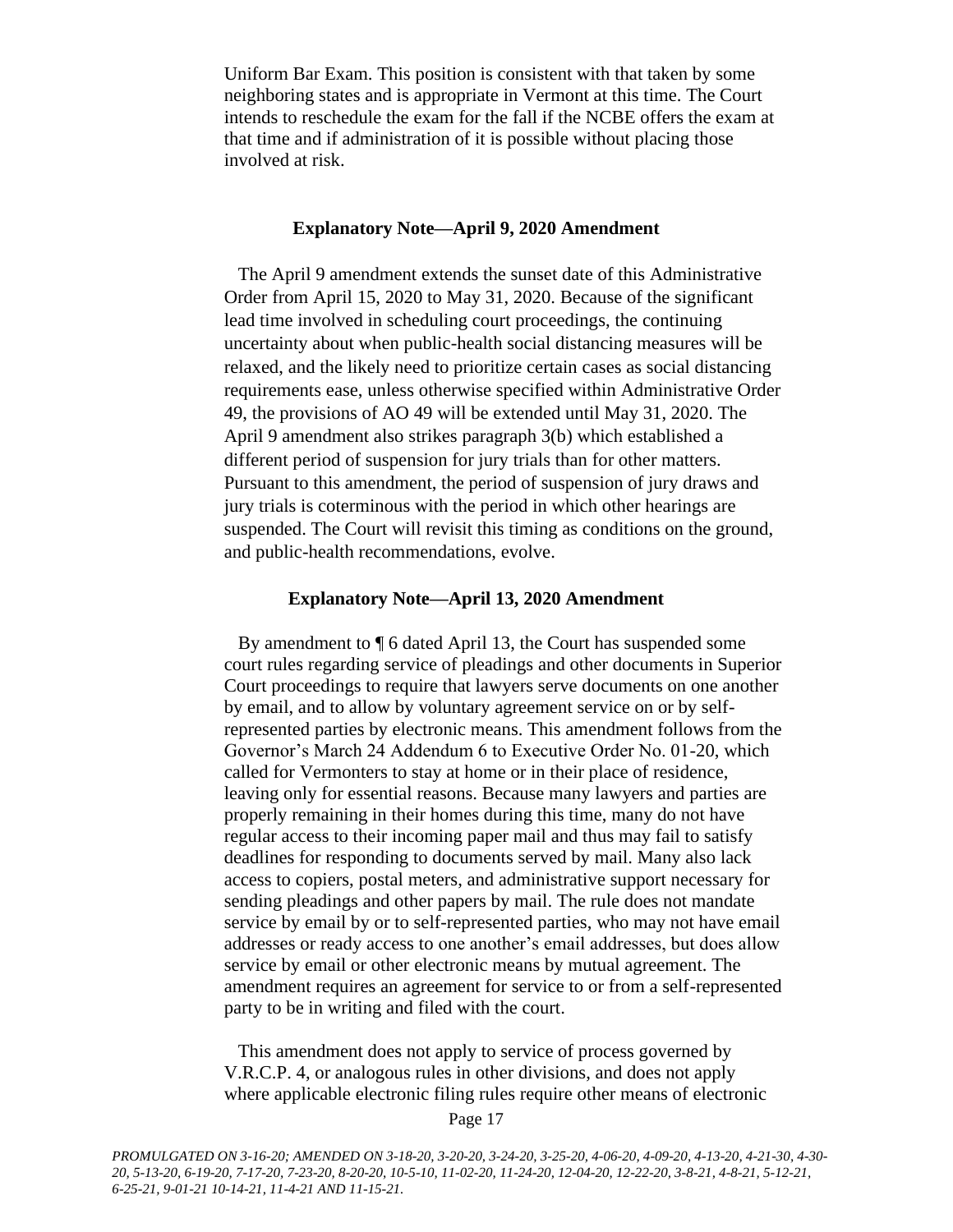Uniform Bar Exam. This position is consistent with that taken by some neighboring states and is appropriate in Vermont at this time. The Court intends to reschedule the exam for the fall if the NCBE offers the exam at that time and if administration of it is possible without placing those involved at risk.

### Explanatory Note—April 9, 2020 Amendment

The April 9 amendment extends the sunset date of this Administrative Order from April 15, 2020 to May 31, 2020. Because of the significant lead time involved in scheduling court proceedings, the continuing uncertainty about when public-health social distancing measures will be relaxed, and the likely need to prioritize certain cases as social distancing requirements ease, unless otherwise specified within Administrative Order 49, the provisions of AO 49 will be extended until May 31, 2020. The April 9 amendment also strikes paragraph 3(b) which established a different period of suspension for jury trials than for other matters. Pursuant to this amendment, the period of suspension of jury draws and jury trials is coterminous with the period in which other hearings are suspended. The Court will revisit this timing as conditions on the ground, and public-health recommendations, evolve.

### Explanatory Note—April 13, 2020 Amendment

By amendment to ¶ 6 dated April 13, the Court has suspended some court rules regarding service of pleadings and other documents in Superior Court proceedings to require that lawyers serve documents on one another by email, and to allow by voluntary agreement service on or by self-represented parties by electronic means. This amendment follows from the Governor's March 24 Addendum 6 to Executive Order No. 01-20, which called for Vermonters to stay at home or in their place of residence, leaving only for essential reasons. Because many lawyers and parties are properly remaining in their homes during this time, many do not have regular access to their incoming paper mail and thus may fail to satisfy deadlines for responding to documents served by mail. Many also lack access to copiers, postal meters, and administrative support necessary for sending pleadings and other papers by mail. The rule does not mandate service by email by or to self-represented parties, who may not have email addresses or ready access to one another's email addresses, but does allow service by email or other electronic means by mutual agreement. The amendment requires an agreement for service to or from a self-represented party to be in writing and filed with the court.

This amendment does not apply to service of process governed by V.R.C.P. 4, or analogous rules in other divisions, and does not apply where applicable electronic filing rules require other means of electronic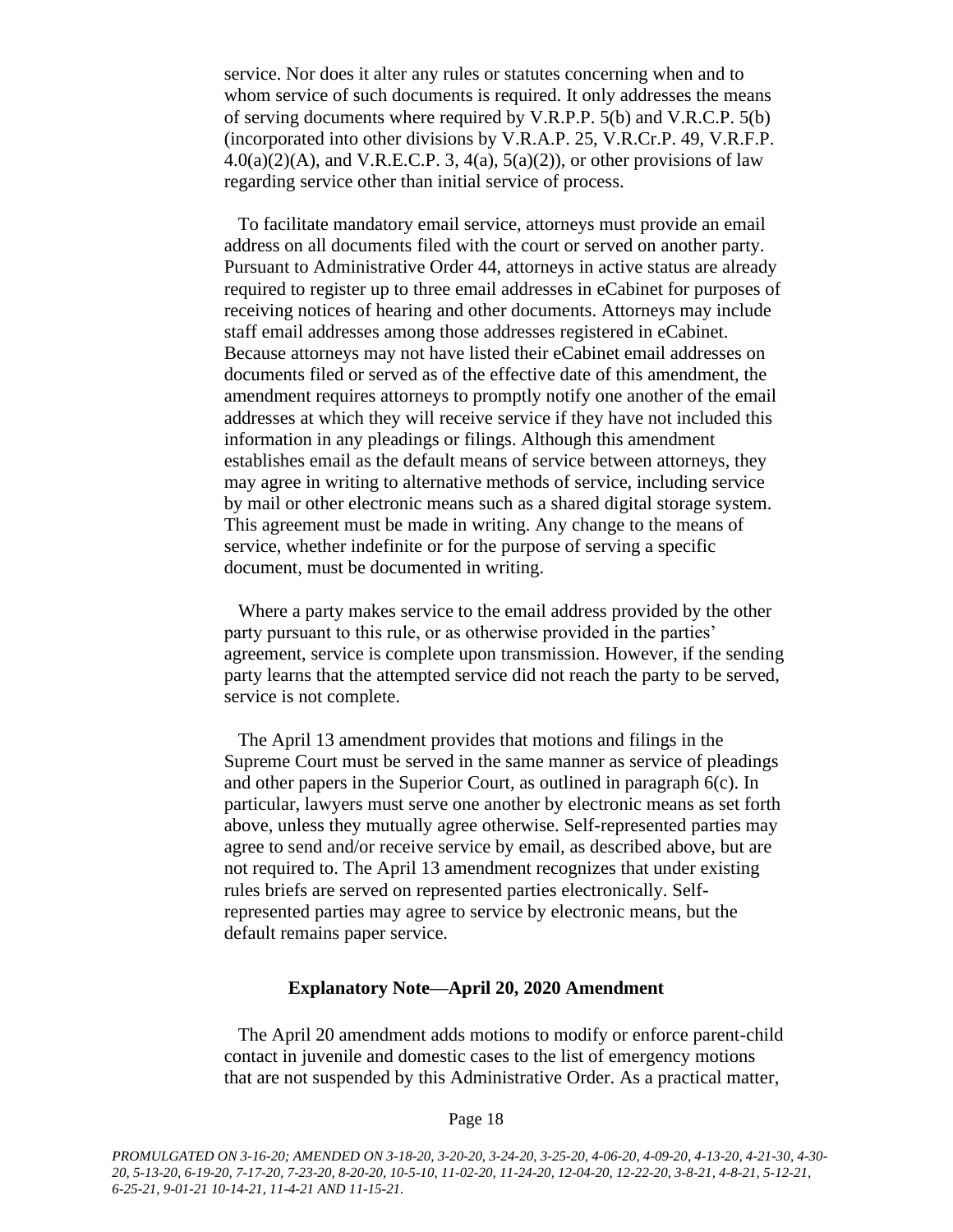service. Nor does it alter any rules or statutes concerning when and to whom service of such documents is required. It only addresses the means of serving documents where required by V.R.P.P. 5(b) and V.R.C.P. 5(b) (incorporated into other divisions by V.R.A.P. 25, V.R.Cr.P. 49, V.R.F.P. 4.0(a)(2)(A), and V.R.E.C.P. 3, 4(a), 5(a)(2)), or other provisions of law regarding service other than initial service of process.

To facilitate mandatory email service, attorneys must provide an email address on all documents filed with the court or served on another party. Pursuant to Administrative Order 44, attorneys in active status are already required to register up to three email addresses in eCabinet for purposes of receiving notices of hearing and other documents. Attorneys may include staff email addresses among those addresses registered in eCabinet. Because attorneys may not have listed their eCabinet email addresses on documents filed or served as of the effective date of this amendment, the amendment requires attorneys to promptly notify one another of the email addresses at which they will receive service if they have not included this information in any pleadings or filings. Although this amendment establishes email as the default means of service between attorneys, they may agree in writing to alternative methods of service, including service by mail or other electronic means such as a shared digital storage system. This agreement must be made in writing. Any change to the means of service, whether indefinite or for the purpose of serving a specific document, must be documented in writing.

Where a party makes service to the email address provided by the other party pursuant to this rule, or as otherwise provided in the parties' agreement, service is complete upon transmission. However, if the sending party learns that the attempted service did not reach the party to be served, service is not complete.

The April 13 amendment provides that motions and filings in the Supreme Court must be served in the same manner as service of pleadings and other papers in the Superior Court, as outlined in paragraph 6(c). In particular, lawyers must serve one another by electronic means as set forth above, unless they mutually agree otherwise. Self-represented parties may agree to send and/or receive service by email, as described above, but are not required to. The April 13 amendment recognizes that under existing rules briefs are served on represented parties electronically. Self-represented parties may agree to service by electronic means, but the default remains paper service.

**Explanatory Note—April 20, 2020 Amendment**

The April 20 amendment adds motions to modify or enforce parent-child contact in juvenile and domestic cases to the list of emergency motions that are not suspended by this Administrative Order. As a practical matter,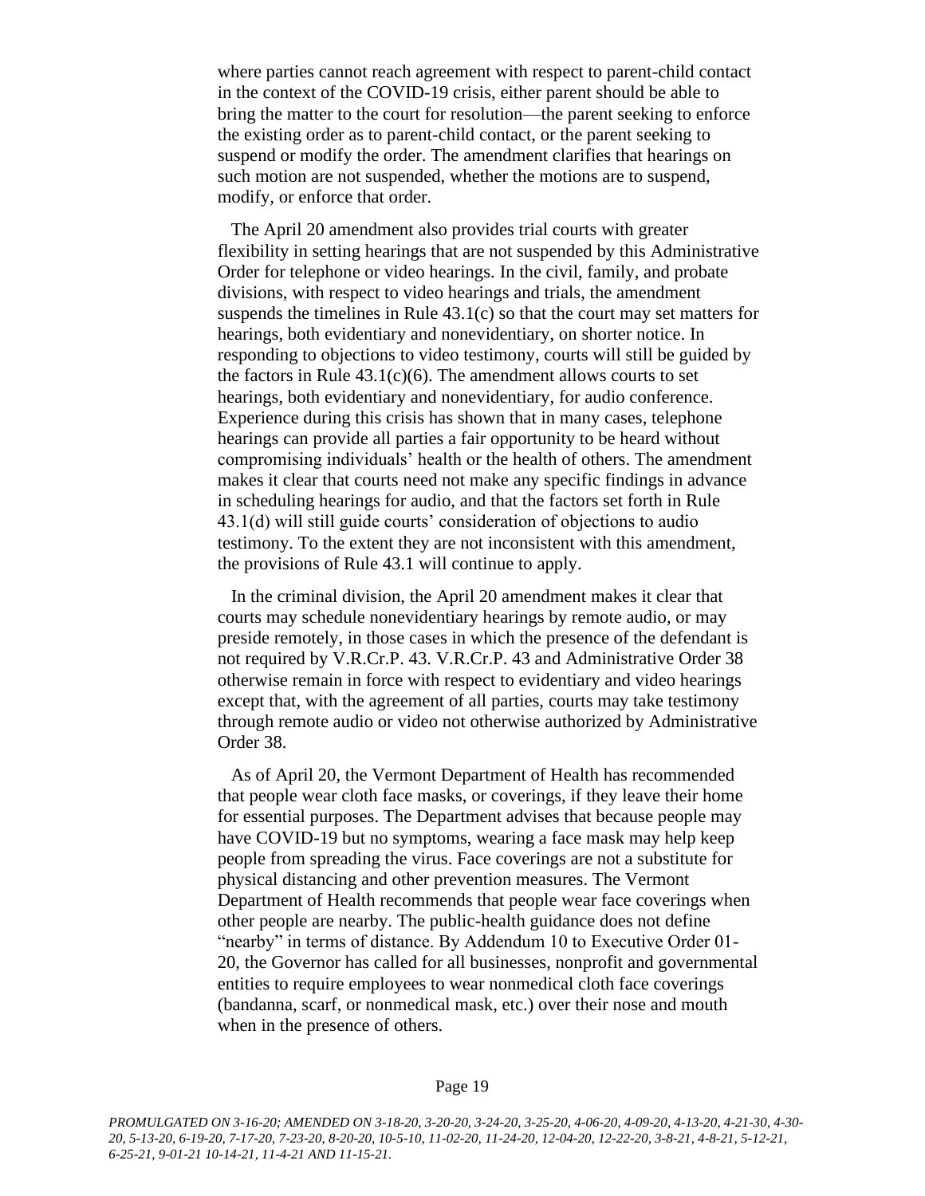where parties cannot reach agreement with respect to parent-child contact in the context of the COVID-19 crisis, either parent should be able to bring the matter to the court for resolution—the parent seeking to enforce the existing order as to parent-child contact, or the parent seeking to suspend or modify the order. The amendment clarifies that hearings on such motion are not suspended, whether the motions are to suspend, modify, or enforce that order.

The April 20 amendment also provides trial courts with greater flexibility in setting hearings that are not suspended by this Administrative Order for telephone or video hearings. In the civil, family, and probate divisions, with respect to video hearings and trials, the amendment suspends the timelines in Rule 43.1(c) so that the court may set matters for hearings, both evidentiary and nonevidentiary, on shorter notice. In responding to objections to video testimony, courts will still be guided by the factors in Rule 43.1(c)(6). The amendment allows courts to set hearings, both evidentiary and nonevidentiary, for audio conference. Experience during this crisis has shown that in many cases, telephone hearings can provide all parties a fair opportunity to be heard without compromising individuals' health or the health of others. The amendment makes it clear that courts need not make any specific findings in advance in scheduling hearings for audio, and that the factors set forth in Rule 43.1(d) will still guide courts' consideration of objections to audio testimony. To the extent they are not inconsistent with this amendment, the provisions of Rule 43.1 will continue to apply.

In the criminal division, the April 20 amendment makes it clear that courts may schedule nonevidentiary hearings by remote audio, or may preside remotely, in those cases in which the presence of the defendant is not required by V.R.Cr.P. 43. V.R.Cr.P. 43 and Administrative Order 38 otherwise remain in force with respect to evidentiary and video hearings except that, with the agreement of all parties, courts may take testimony through remote audio or video not otherwise authorized by Administrative Order 38.

As of April 20, the Vermont Department of Health has recommended that people wear cloth face masks, or coverings, if they leave their home for essential purposes. The Department advises that because people may have COVID-19 but no symptoms, wearing a face mask may help keep people from spreading the virus. Face coverings are not a substitute for physical distancing and other prevention measures. The Vermont Department of Health recommends that people wear face coverings when other people are nearby. The public-health guidance does not define "nearby" in terms of distance. By Addendum 10 to Executive Order 01-20, the Governor has called for all businesses, nonprofit and governmental entities to require employees to wear nonmedical cloth face coverings (bandanna, scarf, or nonmedical mask, etc.) over their nose and mouth when in the presence of others.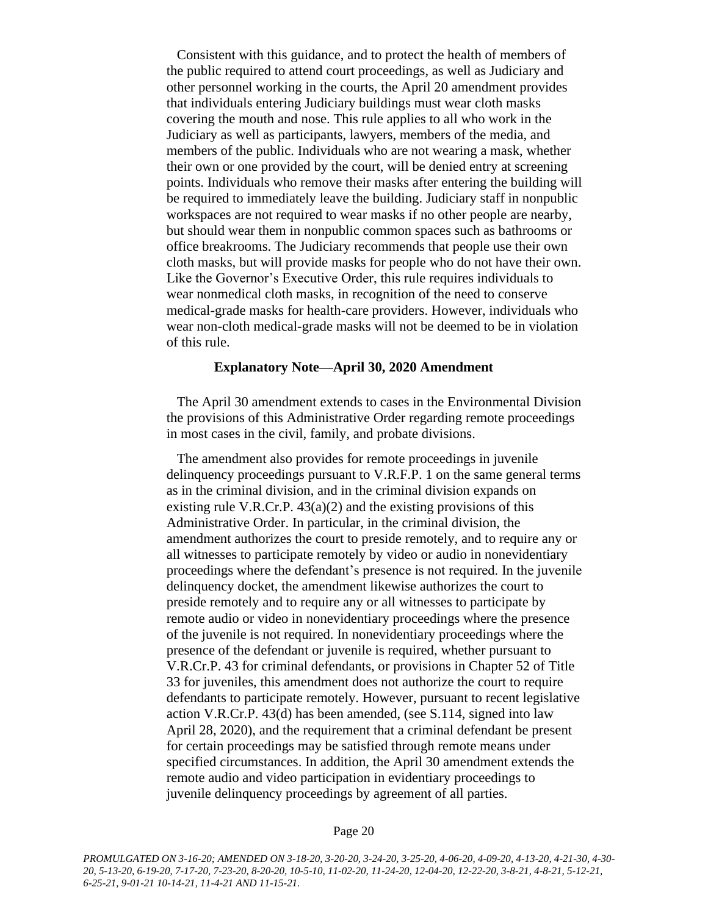Consistent with this guidance, and to protect the health of members of the public required to attend court proceedings, as well as Judiciary and other personnel working in the courts, the April 20 amendment provides that individuals entering Judiciary buildings must wear cloth masks covering the mouth and nose. This rule applies to all who work in the Judiciary as well as participants, lawyers, members of the media, and members of the public. Individuals who are not wearing a mask, whether their own or one provided by the court, will be denied entry at screening points. Individuals who remove their masks after entering the building will be required to immediately leave the building. Judiciary staff in nonpublic workspaces are not required to wear masks if no other people are nearby, but should wear them in nonpublic common spaces such as bathrooms or office breakrooms. The Judiciary recommends that people use their own cloth masks, but will provide masks for people who do not have their own. Like the Governor's Executive Order, this rule requires individuals to wear nonmedical cloth masks, in recognition of the need to conserve medical-grade masks for health-care providers. However, individuals who wear non-cloth medical-grade masks will not be deemed to be in violation of this rule.

**Explanatory Note—April 30, 2020 Amendment**

The April 30 amendment extends to cases in the Environmental Division the provisions of this Administrative Order regarding remote proceedings in most cases in the civil, family, and probate divisions.

The amendment also provides for remote proceedings in juvenile delinquency proceedings pursuant to V.R.F.P. 1 on the same general terms as in the criminal division, and in the criminal division expands on existing rule V.R.Cr.P. 43(a)(2) and the existing provisions of this Administrative Order. In particular, in the criminal division, the amendment authorizes the court to preside remotely, and to require any or all witnesses to participate remotely by video or audio in nonevidentiary proceedings where the defendant's presence is not required. In the juvenile delinquency docket, the amendment likewise authorizes the court to preside remotely and to require any or all witnesses to participate by remote audio or video in nonevidentiary proceedings where the presence of the juvenile is not required. In nonevidentiary proceedings where the presence of the defendant or juvenile is required, whether pursuant to V.R.Cr.P. 43 for criminal defendants, or provisions in Chapter 52 of Title 33 for juveniles, this amendment does not authorize the court to require defendants to participate remotely. However, pursuant to recent legislative action V.R.Cr.P. 43(d) has been amended, (see S.114, signed into law April 28, 2020), and the requirement that a criminal defendant be present for certain proceedings may be satisfied through remote means under specified circumstances. In addition, the April 30 amendment extends the remote audio and video participation in evidentiary proceedings to juvenile delinquency proceedings by agreement of all parties.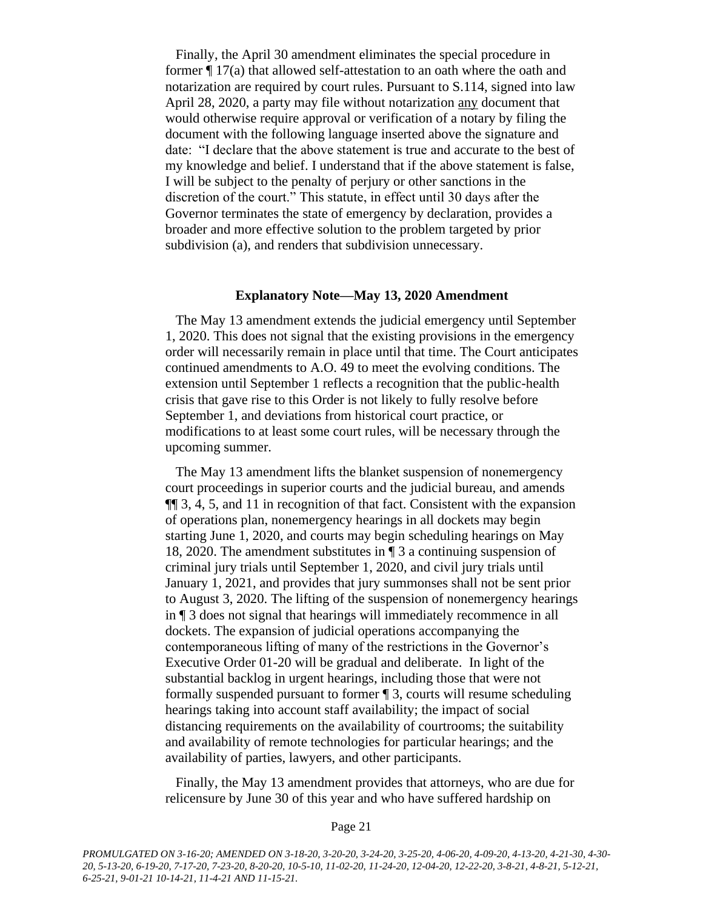Finally, the April 30 amendment eliminates the special procedure in former ¶ 17(a) that allowed self-attestation to an oath where the oath and notarization are required by court rules. Pursuant to S.114, signed into law April 28, 2020, a party may file without notarization <u>any</u> document that would otherwise require approval or verification of a notary by filing the document with the following language inserted above the signature and date: "I declare that the above statement is true and accurate to the best of my knowledge and belief. I understand that if the above statement is false, I will be subject to the penalty of perjury or other sanctions in the discretion of the court." This statute, in effect until 30 days after the Governor terminates the state of emergency by declaration, provides a broader and more effective solution to the problem targeted by prior subdivision (a), and renders that subdivision unnecessary.

**Explanatory Note—May 13, 2020 Amendment**

The May 13 amendment extends the judicial emergency until September 1, 2020. This does not signal that the existing provisions in the emergency order will necessarily remain in place until that time. The Court anticipates continued amendments to A.O. 49 to meet the evolving conditions. The extension until September 1 reflects a recognition that the public-health crisis that gave rise to this Order is not likely to fully resolve before September 1, and deviations from historical court practice, or modifications to at least some court rules, will be necessary through the upcoming summer.

The May 13 amendment lifts the blanket suspension of nonemergency court proceedings in superior courts and the judicial bureau, and amends ¶¶ 3, 4, 5, and 11 in recognition of that fact. Consistent with the expansion of operations plan, nonemergency hearings in all dockets may begin starting June 1, 2020, and courts may begin scheduling hearings on May 18, 2020. The amendment substitutes in ¶ 3 a continuing suspension of criminal jury trials until September 1, 2020, and civil jury trials until January 1, 2021, and provides that jury summonses shall not be sent prior to August 3, 2020. The lifting of the suspension of nonemergency hearings in ¶ 3 does not signal that hearings will immediately recommence in all dockets. The expansion of judicial operations accompanying the contemporaneous lifting of many of the restrictions in the Governor's Executive Order 01-20 will be gradual and deliberate. In light of the substantial backlog in urgent hearings, including those that were not formally suspended pursuant to former ¶ 3, courts will resume scheduling hearings taking into account staff availability; the impact of social distancing requirements on the availability of courtrooms; the suitability and availability of remote technologies for particular hearings; and the availability of parties, lawyers, and other participants.

Finally, the May 13 amendment provides that attorneys, who are due for relicensure by June 30 of this year and who have suffered hardship on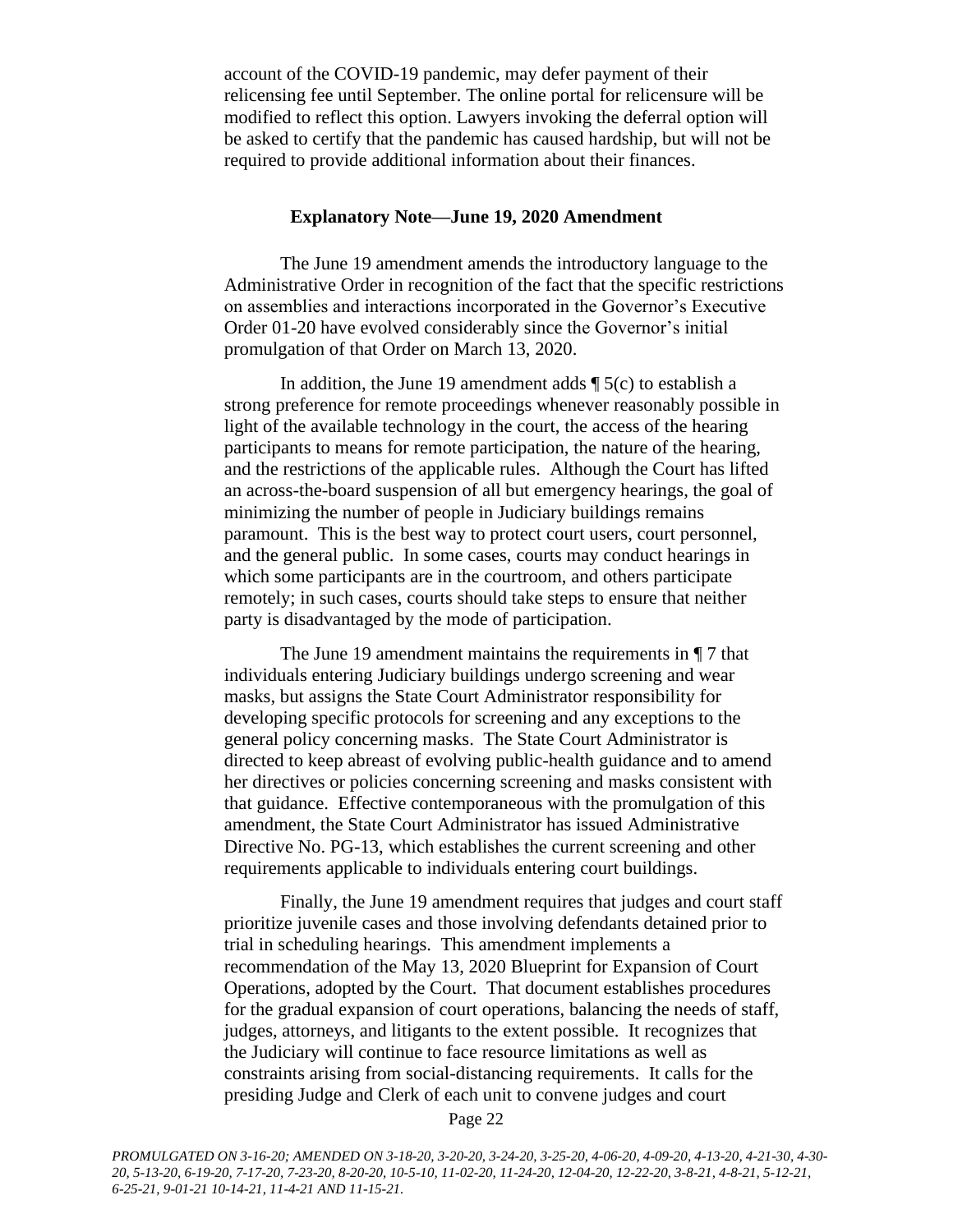account of the COVID-19 pandemic, may defer payment of their relicensing fee until September. The online portal for relicensure will be modified to reflect this option. Lawyers invoking the deferral option will be asked to certify that the pandemic has caused hardship, but will not be required to provide additional information about their finances.

### Explanatory Note—June 19, 2020 Amendment

The June 19 amendment amends the introductory language to the Administrative Order in recognition of the fact that the specific restrictions on assemblies and interactions incorporated in the Governor's Executive Order 01-20 have evolved considerably since the Governor's initial promulgation of that Order on March 13, 2020.

In addition, the June 19 amendment adds ¶ 5(c) to establish a strong preference for remote proceedings whenever reasonably possible in light of the available technology in the court, the access of the hearing participants to means for remote participation, the nature of the hearing, and the restrictions of the applicable rules. Although the Court has lifted an across-the-board suspension of all but emergency hearings, the goal of minimizing the number of people in Judiciary buildings remains paramount. This is the best way to protect court users, court personnel, and the general public. In some cases, courts may conduct hearings in which some participants are in the courtroom, and others participate remotely; in such cases, courts should take steps to ensure that neither party is disadvantaged by the mode of participation.

The June 19 amendment maintains the requirements in ¶ 7 that individuals entering Judiciary buildings undergo screening and wear masks, but assigns the State Court Administrator responsibility for developing specific protocols for screening and any exceptions to the general policy concerning masks. The State Court Administrator is directed to keep abreast of evolving public-health guidance and to amend her directives or policies concerning screening and masks consistent with that guidance. Effective contemporaneous with the promulgation of this amendment, the State Court Administrator has issued Administrative Directive No. PG-13, which establishes the current screening and other requirements applicable to individuals entering court buildings.

Finally, the June 19 amendment requires that judges and court staff prioritize juvenile cases and those involving defendants detained prior to trial in scheduling hearings. This amendment implements a recommendation of the May 13, 2020 Blueprint for Expansion of Court Operations, adopted by the Court. That document establishes procedures for the gradual expansion of court operations, balancing the needs of staff, judges, attorneys, and litigants to the extent possible. It recognizes that the Judiciary will continue to face resource limitations as well as constraints arising from social-distancing requirements. It calls for the presiding Judge and Clerk of each unit to convene judges and court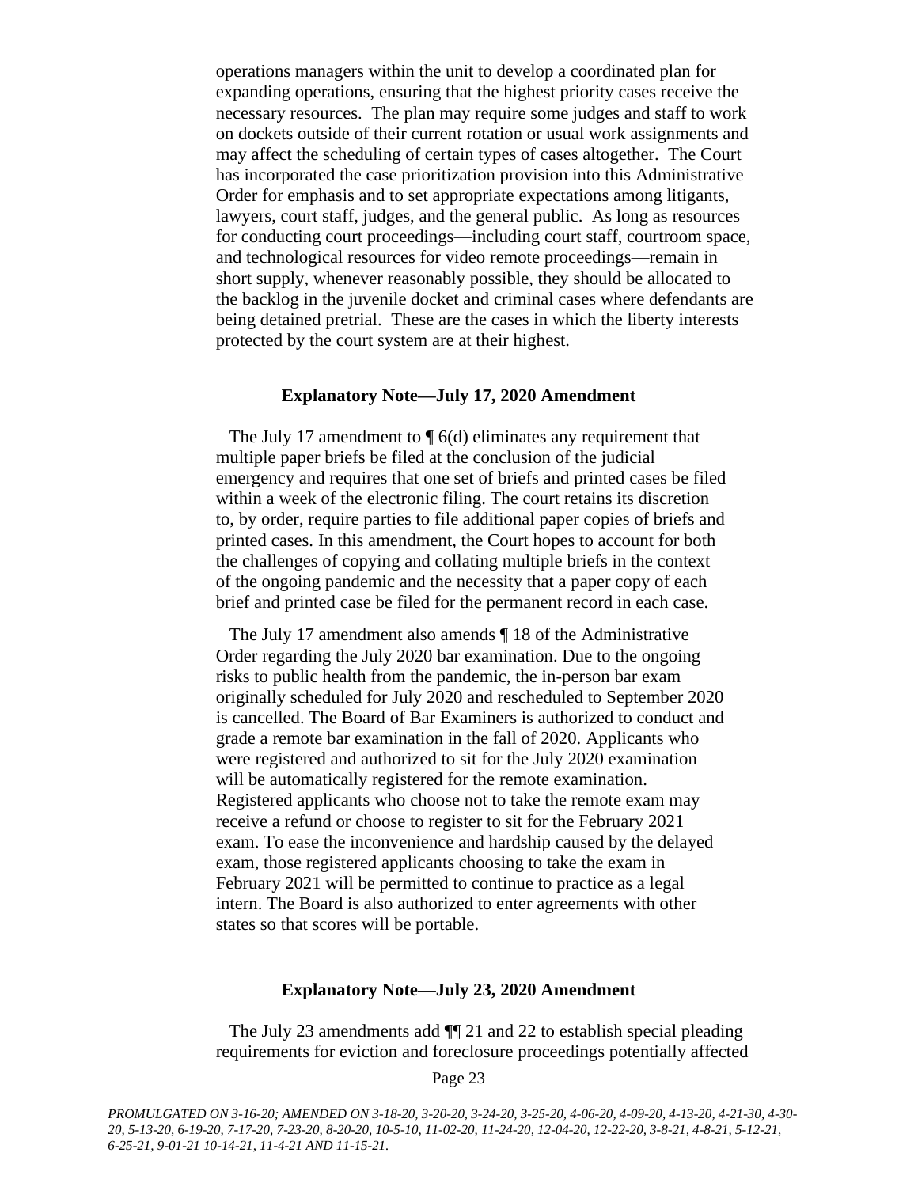operations managers within the unit to develop a coordinated plan for expanding operations, ensuring that the highest priority cases receive the necessary resources. The plan may require some judges and staff to work on dockets outside of their current rotation or usual work assignments and may affect the scheduling of certain types of cases altogether. The Court has incorporated the case prioritization provision into this Administrative Order for emphasis and to set appropriate expectations among litigants, lawyers, court staff, judges, and the general public. As long as resources for conducting court proceedings—including court staff, courtroom space, and technological resources for video remote proceedings—remain in short supply, whenever reasonably possible, they should be allocated to the backlog in the juvenile docket and criminal cases where defendants are being detained pretrial. These are the cases in which the liberty interests protected by the court system are at their highest.

**Explanatory Note—July 17, 2020 Amendment**

The July 17 amendment to ¶ 6(d) eliminates any requirement that multiple paper briefs be filed at the conclusion of the judicial emergency and requires that one set of briefs and printed cases be filed within a week of the electronic filing. The court retains its discretion to, by order, require parties to file additional paper copies of briefs and printed cases. In this amendment, the Court hopes to account for both the challenges of copying and collating multiple briefs in the context of the ongoing pandemic and the necessity that a paper copy of each brief and printed case be filed for the permanent record in each case.

The July 17 amendment also amends ¶ 18 of the Administrative Order regarding the July 2020 bar examination. Due to the ongoing risks to public health from the pandemic, the in-person bar exam originally scheduled for July 2020 and rescheduled to September 2020 is cancelled. The Board of Bar Examiners is authorized to conduct and grade a remote bar examination in the fall of 2020. Applicants who were registered and authorized to sit for the July 2020 examination will be automatically registered for the remote examination. Registered applicants who choose not to take the remote exam may receive a refund or choose to register to sit for the February 2021 exam. To ease the inconvenience and hardship caused by the delayed exam, those registered applicants choosing to take the exam in February 2021 will be permitted to continue to practice as a legal intern. The Board is also authorized to enter agreements with other states so that scores will be portable.

**Explanatory Note—July 23, 2020 Amendment**

The July 23 amendments add ¶¶ 21 and 22 to establish special pleading requirements for eviction and foreclosure proceedings potentially affected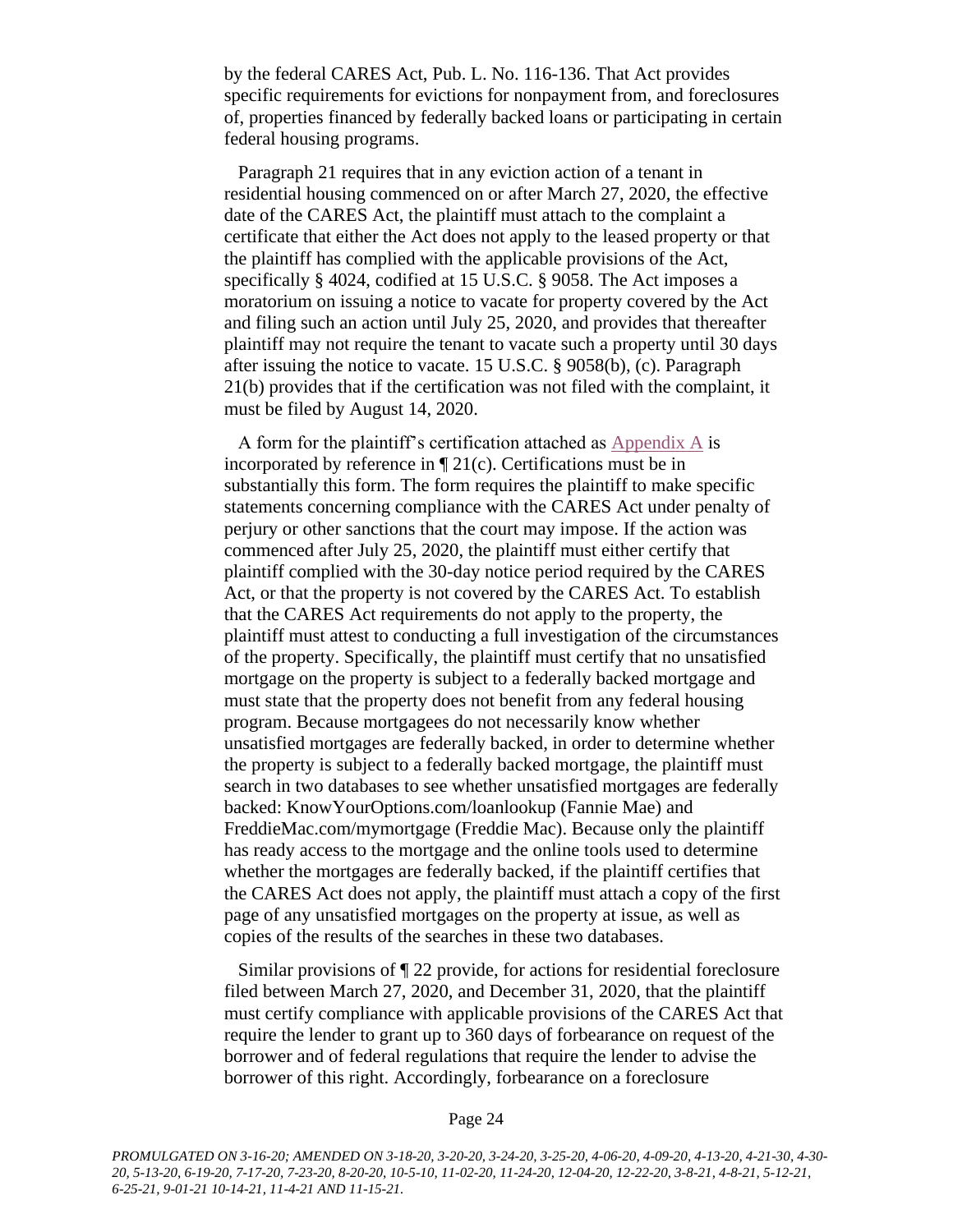by the federal CARES Act, Pub. L. No. 116-136. That Act provides specific requirements for evictions for nonpayment from, and foreclosures of, properties financed by federally backed loans or participating in certain federal housing programs.

Paragraph 21 requires that in any eviction action of a tenant in residential housing commenced on or after March 27, 2020, the effective date of the CARES Act, the plaintiff must attach to the complaint a certificate that either the Act does not apply to the leased property or that the plaintiff has complied with the applicable provisions of the Act, specifically § 4024, codified at 15 U.S.C. § 9058. The Act imposes a moratorium on issuing a notice to vacate for property covered by the Act and filing such an action until July 25, 2020, and provides that thereafter plaintiff may not require the tenant to vacate such a property until 30 days after issuing the notice to vacate. 15 U.S.C. § 9058(b), (c). Paragraph 21(b) provides that if the certification was not filed with the complaint, it must be filed by August 14, 2020.

A form for the plaintiff's certification attached as Appendix A is incorporated by reference in ¶ 21(c). Certifications must be in substantially this form. The form requires the plaintiff to make specific statements concerning compliance with the CARES Act under penalty of perjury or other sanctions that the court may impose. If the action was commenced after July 25, 2020, the plaintiff must either certify that plaintiff complied with the 30-day notice period required by the CARES Act, or that the property is not covered by the CARES Act. To establish that the CARES Act requirements do not apply to the property, the plaintiff must attest to conducting a full investigation of the circumstances of the property. Specifically, the plaintiff must certify that no unsatisfied mortgage on the property is subject to a federally backed mortgage and must state that the property does not benefit from any federal housing program. Because mortgagees do not necessarily know whether unsatisfied mortgages are federally backed, in order to determine whether the property is subject to a federally backed mortgage, the plaintiff must search in two databases to see whether unsatisfied mortgages are federally backed: KnowYourOptions.com/loanlookup (Fannie Mae) and FreddieMac.com/mymortgage (Freddie Mac). Because only the plaintiff has ready access to the mortgage and the online tools used to determine whether the mortgages are federally backed, if the plaintiff certifies that the CARES Act does not apply, the plaintiff must attach a copy of the first page of any unsatisfied mortgages on the property at issue, as well as copies of the results of the searches in these two databases.

Similar provisions of ¶ 22 provide, for actions for residential foreclosure filed between March 27, 2020, and December 31, 2020, that the plaintiff must certify compliance with applicable provisions of the CARES Act that require the lender to grant up to 360 days of forbearance on request of the borrower and of federal regulations that require the lender to advise the borrower of this right. Accordingly, forbearance on a foreclosure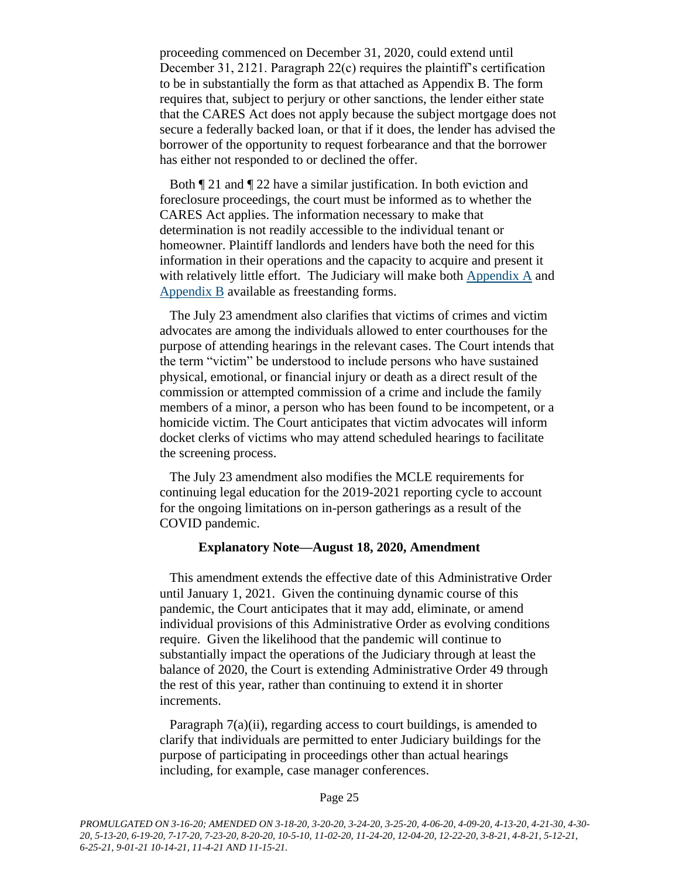proceeding commenced on December 31, 2020, could extend until December 31, 2121. Paragraph 22(c) requires the plaintiff's certification to be in substantially the form as that attached as Appendix B. The form requires that, subject to perjury or other sanctions, the lender either state that the CARES Act does not apply because the subject mortgage does not secure a federally backed loan, or that if it does, the lender has advised the borrower of the opportunity to request forbearance and that the borrower has either not responded to or declined the offer.

Both ¶ 21 and ¶ 22 have a similar justification. In both eviction and foreclosure proceedings, the court must be informed as to whether the CARES Act applies. The information necessary to make that determination is not readily accessible to the individual tenant or homeowner. Plaintiff landlords and lenders have both the need for this information in their operations and the capacity to acquire and present it with relatively little effort. The Judiciary will make both Appendix A and Appendix B available as freestanding forms.

The July 23 amendment also clarifies that victims of crimes and victim advocates are among the individuals allowed to enter courthouses for the purpose of attending hearings in the relevant cases. The Court intends that the term "victim" be understood to include persons who have sustained physical, emotional, or financial injury or death as a direct result of the commission or attempted commission of a crime and include the family members of a minor, a person who has been found to be incompetent, or a homicide victim. The Court anticipates that victim advocates will inform docket clerks of victims who may attend scheduled hearings to facilitate the screening process.

The July 23 amendment also modifies the MCLE requirements for continuing legal education for the 2019-2021 reporting cycle to account for the ongoing limitations on in-person gatherings as a result of the COVID pandemic.

**Explanatory Note—August 18, 2020, Amendment**

This amendment extends the effective date of this Administrative Order until January 1, 2021. Given the continuing dynamic course of this pandemic, the Court anticipates that it may add, eliminate, or amend individual provisions of this Administrative Order as evolving conditions require. Given the likelihood that the pandemic will continue to substantially impact the operations of the Judiciary through at least the balance of 2020, the Court is extending Administrative Order 49 through the rest of this year, rather than continuing to extend it in shorter increments.

Paragraph 7(a)(ii), regarding access to court buildings, is amended to clarify that individuals are permitted to enter Judiciary buildings for the purpose of participating in proceedings other than actual hearings including, for example, case manager conferences.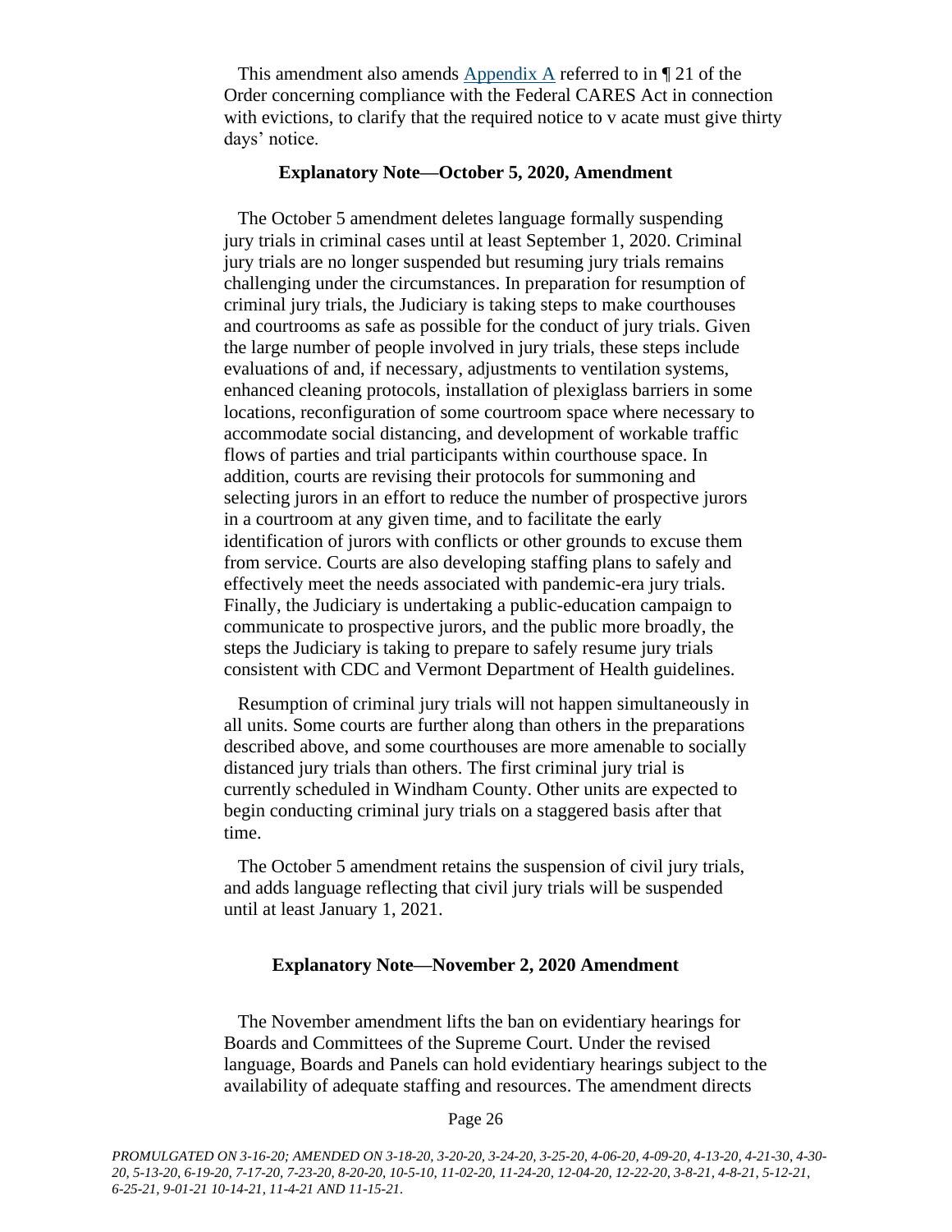This amendment also amends [Appendix A] referred to in ¶ 21 of the Order concerning compliance with the Federal CARES Act in connection with evictions, to clarify that the required notice to v acate must give thirty days' notice.

**Explanatory Note—October 5, 2020, Amendment**

The October 5 amendment deletes language formally suspending jury trials in criminal cases until at least September 1, 2020. Criminal jury trials are no longer suspended but resuming jury trials remains challenging under the circumstances. In preparation for resumption of criminal jury trials, the Judiciary is taking steps to make courthouses and courtrooms as safe as possible for the conduct of jury trials. Given the large number of people involved in jury trials, these steps include evaluations of and, if necessary, adjustments to ventilation systems, enhanced cleaning protocols, installation of plexiglass barriers in some locations, reconfiguration of some courtroom space where necessary to accommodate social distancing, and development of workable traffic flows of parties and trial participants within courthouse space. In addition, courts are revising their protocols for summoning and selecting jurors in an effort to reduce the number of prospective jurors in a courtroom at any given time, and to facilitate the early identification of jurors with conflicts or other grounds to excuse them from service. Courts are also developing staffing plans to safely and effectively meet the needs associated with pandemic-era jury trials. Finally, the Judiciary is undertaking a public-education campaign to communicate to prospective jurors, and the public more broadly, the steps the Judiciary is taking to prepare to safely resume jury trials consistent with CDC and Vermont Department of Health guidelines.

Resumption of criminal jury trials will not happen simultaneously in all units. Some courts are further along than others in the preparations described above, and some courthouses are more amenable to socially distanced jury trials than others. The first criminal jury trial is currently scheduled in Windham County. Other units are expected to begin conducting criminal jury trials on a staggered basis after that time.

The October 5 amendment retains the suspension of civil jury trials, and adds language reflecting that civil jury trials will be suspended until at least January 1, 2021.

**Explanatory Note—November 2, 2020 Amendment**

The November amendment lifts the ban on evidentiary hearings for Boards and Committees of the Supreme Court. Under the revised language, Boards and Panels can hold evidentiary hearings subject to the availability of adequate staffing and resources. The amendment directs

*PROMULGATED ON 3-16-20; AMENDED ON 3-18-20, 3-20-20, 3-24-20, 3-25-20, 4-06-20, 4-09-20, 4-13-20, 4-21-30, 4-30-20, 5-13-20, 6-19-20, 7-17-20, 7-23-20, 8-20-20, 10-5-10, 11-02-20, 11-24-20, 12-04-20, 12-22-20, 3-8-21, 4-8-21, 5-12-21, 6-25-21, 9-01-21 10-14-21, 11-4-21 AND 11-15-21.*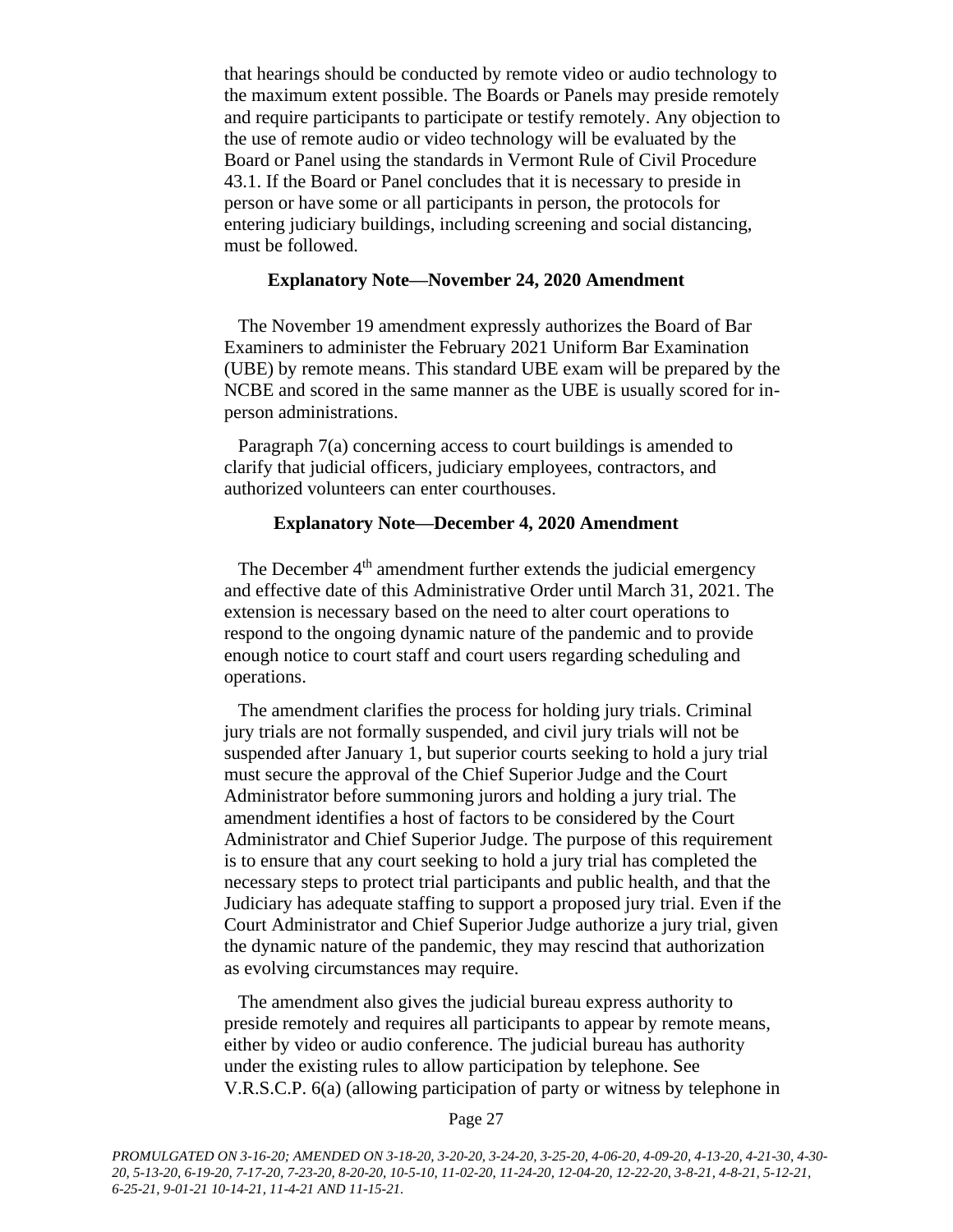that hearings should be conducted by remote video or audio technology to the maximum extent possible. The Boards or Panels may preside remotely and require participants to participate or testify remotely. Any objection to the use of remote audio or video technology will be evaluated by the Board or Panel using the standards in Vermont Rule of Civil Procedure 43.1. If the Board or Panel concludes that it is necessary to preside in person or have some or all participants in person, the protocols for entering judiciary buildings, including screening and social distancing, must be followed.

**Explanatory Note—November 24, 2020 Amendment**

The November 19 amendment expressly authorizes the Board of Bar Examiners to administer the February 2021 Uniform Bar Examination (UBE) by remote means. This standard UBE exam will be prepared by the NCBE and scored in the same manner as the UBE is usually scored for in-person administrations.

Paragraph 7(a) concerning access to court buildings is amended to clarify that judicial officers, judiciary employees, contractors, and authorized volunteers can enter courthouses.

**Explanatory Note—December 4, 2020 Amendment**

The December 4th amendment further extends the judicial emergency and effective date of this Administrative Order until March 31, 2021. The extension is necessary based on the need to alter court operations to respond to the ongoing dynamic nature of the pandemic and to provide enough notice to court staff and court users regarding scheduling and operations.

The amendment clarifies the process for holding jury trials. Criminal jury trials are not formally suspended, and civil jury trials will not be suspended after January 1, but superior courts seeking to hold a jury trial must secure the approval of the Chief Superior Judge and the Court Administrator before summoning jurors and holding a jury trial. The amendment identifies a host of factors to be considered by the Court Administrator and Chief Superior Judge. The purpose of this requirement is to ensure that any court seeking to hold a jury trial has completed the necessary steps to protect trial participants and public health, and that the Judiciary has adequate staffing to support a proposed jury trial. Even if the Court Administrator and Chief Superior Judge authorize a jury trial, given the dynamic nature of the pandemic, they may rescind that authorization as evolving circumstances may require.

The amendment also gives the judicial bureau express authority to preside remotely and requires all participants to appear by remote means, either by video or audio conference. The judicial bureau has authority under the existing rules to allow participation by telephone. See V.R.S.C.P. 6(a) (allowing participation of party or witness by telephone in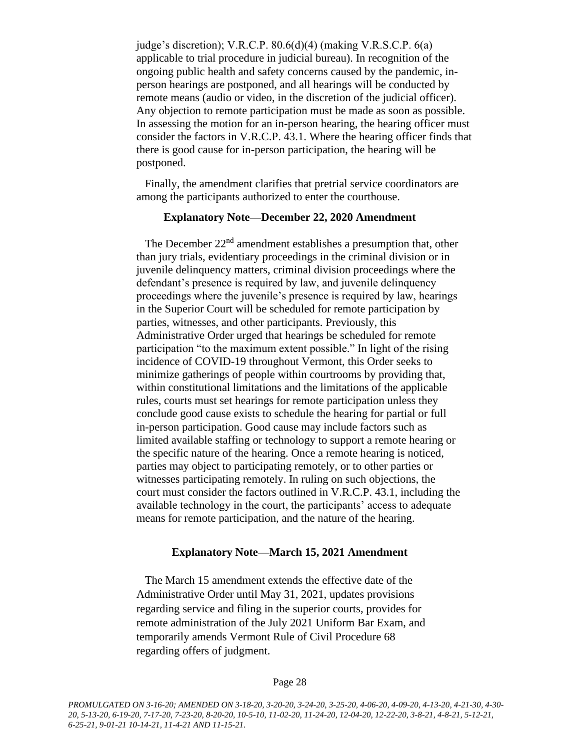judge's discretion); V.R.C.P. 80.6(d)(4) (making V.R.S.C.P. 6(a) applicable to trial procedure in judicial bureau). In recognition of the ongoing public health and safety concerns caused by the pandemic, in-person hearings are postponed, and all hearings will be conducted by remote means (audio or video, in the discretion of the judicial officer). Any objection to remote participation must be made as soon as possible. In assessing the motion for an in-person hearing, the hearing officer must consider the factors in V.R.C.P. 43.1. Where the hearing officer finds that there is good cause for in-person participation, the hearing will be postponed.

Finally, the amendment clarifies that pretrial service coordinators are among the participants authorized to enter the courthouse.

### Explanatory Note—December 22, 2020 Amendment

The December 22nd amendment establishes a presumption that, other than jury trials, evidentiary proceedings in the criminal division or in juvenile delinquency matters, criminal division proceedings where the defendant's presence is required by law, and juvenile delinquency proceedings where the juvenile's presence is required by law, hearings in the Superior Court will be scheduled for remote participation by parties, witnesses, and other participants. Previously, this Administrative Order urged that hearings be scheduled for remote participation "to the maximum extent possible." In light of the rising incidence of COVID-19 throughout Vermont, this Order seeks to minimize gatherings of people within courtrooms by providing that, within constitutional limitations and the limitations of the applicable rules, courts must set hearings for remote participation unless they conclude good cause exists to schedule the hearing for partial or full in-person participation. Good cause may include factors such as limited available staffing or technology to support a remote hearing or the specific nature of the hearing. Once a remote hearing is noticed, parties may object to participating remotely, or to other parties or witnesses participating remotely. In ruling on such objections, the court must consider the factors outlined in V.R.C.P. 43.1, including the available technology in the court, the participants' access to adequate means for remote participation, and the nature of the hearing.

### Explanatory Note—March 15, 2021 Amendment

The March 15 amendment extends the effective date of the Administrative Order until May 31, 2021, updates provisions regarding service and filing in the superior courts, provides for remote administration of the July 2021 Uniform Bar Exam, and temporarily amends Vermont Rule of Civil Procedure 68 regarding offers of judgment.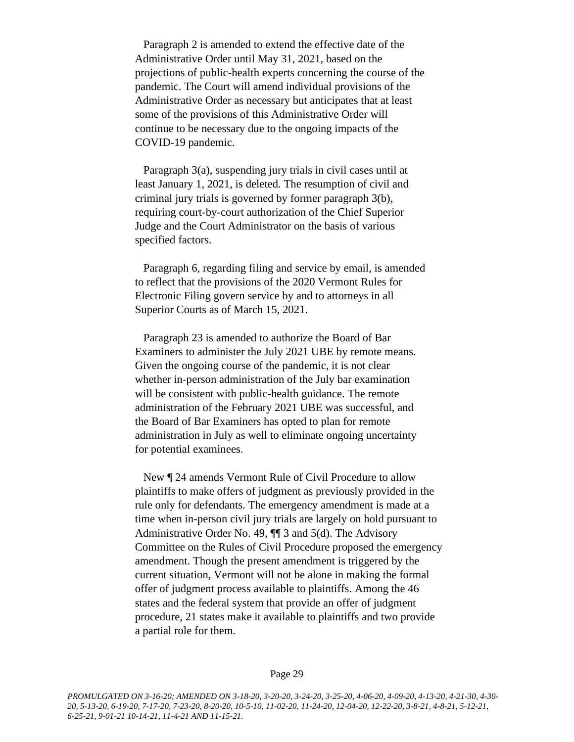Paragraph 2 is amended to extend the effective date of the Administrative Order until May 31, 2021, based on the projections of public-health experts concerning the course of the pandemic. The Court will amend individual provisions of the Administrative Order as necessary but anticipates that at least some of the provisions of this Administrative Order will continue to be necessary due to the ongoing impacts of the COVID-19 pandemic.

Paragraph 3(a), suspending jury trials in civil cases until at least January 1, 2021, is deleted. The resumption of civil and criminal jury trials is governed by former paragraph 3(b), requiring court-by-court authorization of the Chief Superior Judge and the Court Administrator on the basis of various specified factors.

Paragraph 6, regarding filing and service by email, is amended to reflect that the provisions of the 2020 Vermont Rules for Electronic Filing govern service by and to attorneys in all Superior Courts as of March 15, 2021.

Paragraph 23 is amended to authorize the Board of Bar Examiners to administer the July 2021 UBE by remote means. Given the ongoing course of the pandemic, it is not clear whether in-person administration of the July bar examination will be consistent with public-health guidance. The remote administration of the February 2021 UBE was successful, and the Board of Bar Examiners has opted to plan for remote administration in July as well to eliminate ongoing uncertainty for potential examinees.

New ¶ 24 amends Vermont Rule of Civil Procedure to allow plaintiffs to make offers of judgment as previously provided in the rule only for defendants. The emergency amendment is made at a time when in-person civil jury trials are largely on hold pursuant to Administrative Order No. 49, ¶¶ 3 and 5(d). The Advisory Committee on the Rules of Civil Procedure proposed the emergency amendment. Though the present amendment is triggered by the current situation, Vermont will not be alone in making the formal offer of judgment process available to plaintiffs. Among the 46 states and the federal system that provide an offer of judgment procedure, 21 states make it available to plaintiffs and two provide a partial role for them.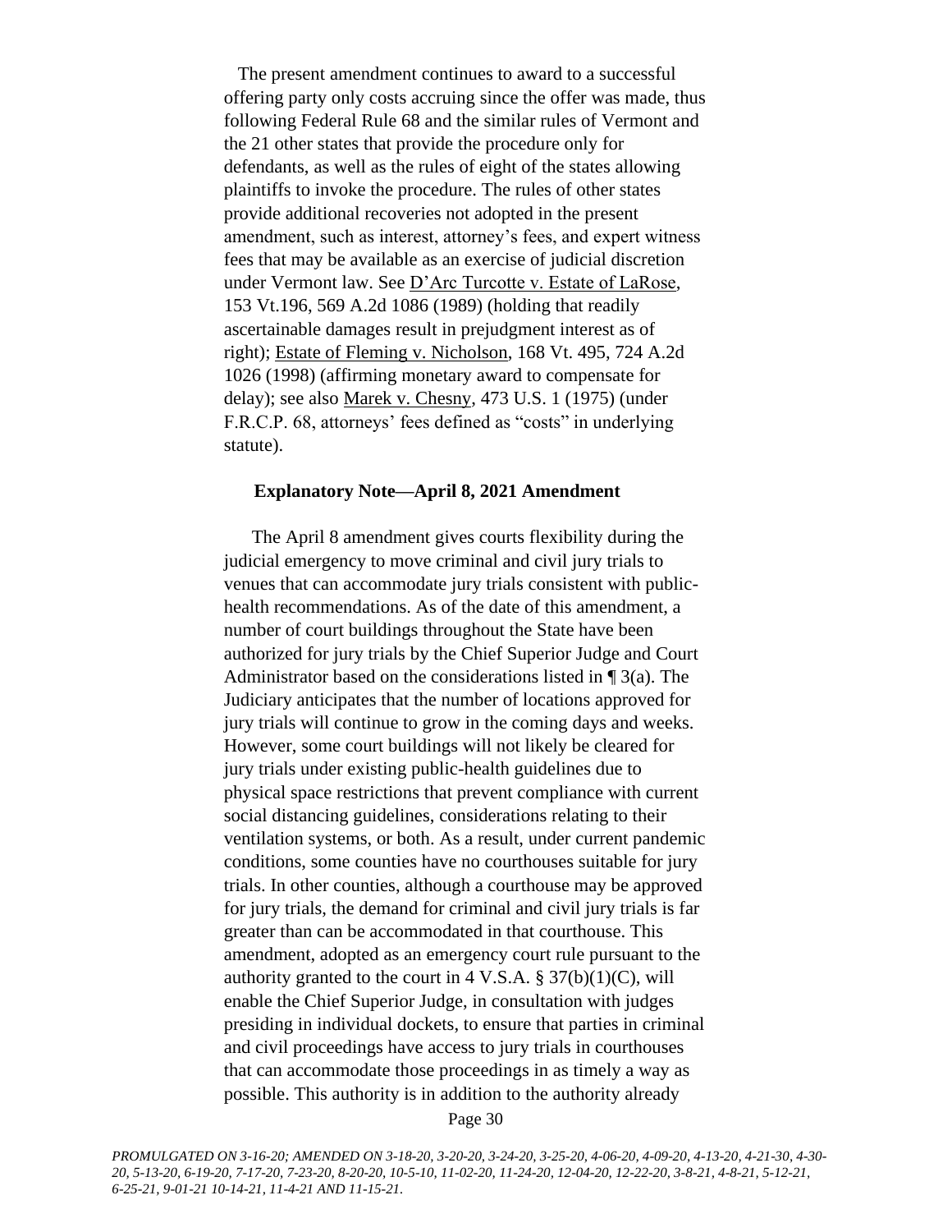The present amendment continues to award to a successful offering party only costs accruing since the offer was made, thus following Federal Rule 68 and the similar rules of Vermont and the 21 other states that provide the procedure only for defendants, as well as the rules of eight of the states allowing plaintiffs to invoke the procedure. The rules of other states provide additional recoveries not adopted in the present amendment, such as interest, attorney's fees, and expert witness fees that may be available as an exercise of judicial discretion under Vermont law. See D'Arc Turcotte v. Estate of LaRose, 153 Vt.196, 569 A.2d 1086 (1989) (holding that readily ascertainable damages result in prejudgment interest as of right); Estate of Fleming v. Nicholson, 168 Vt. 495, 724 A.2d 1026 (1998) (affirming monetary award to compensate for delay); see also Marek v. Chesny, 473 U.S. 1 (1975) (under F.R.C.P. 68, attorneys' fees defined as "costs" in underlying statute).

**Explanatory Note—April 8, 2021 Amendment**

The April 8 amendment gives courts flexibility during the judicial emergency to move criminal and civil jury trials to venues that can accommodate jury trials consistent with public-health recommendations. As of the date of this amendment, a number of court buildings throughout the State have been authorized for jury trials by the Chief Superior Judge and Court Administrator based on the considerations listed in ¶ 3(a). The Judiciary anticipates that the number of locations approved for jury trials will continue to grow in the coming days and weeks. However, some court buildings will not likely be cleared for jury trials under existing public-health guidelines due to physical space restrictions that prevent compliance with current social distancing guidelines, considerations relating to their ventilation systems, or both. As a result, under current pandemic conditions, some counties have no courthouses suitable for jury trials. In other counties, although a courthouse may be approved for jury trials, the demand for criminal and civil jury trials is far greater than can be accommodated in that courthouse. This amendment, adopted as an emergency court rule pursuant to the authority granted to the court in 4 V.S.A. § 37(b)(1)(C), will enable the Chief Superior Judge, in consultation with judges presiding in individual dockets, to ensure that parties in criminal and civil proceedings have access to jury trials in courthouses that can accommodate those proceedings in as timely a way as possible. This authority is in addition to the authority already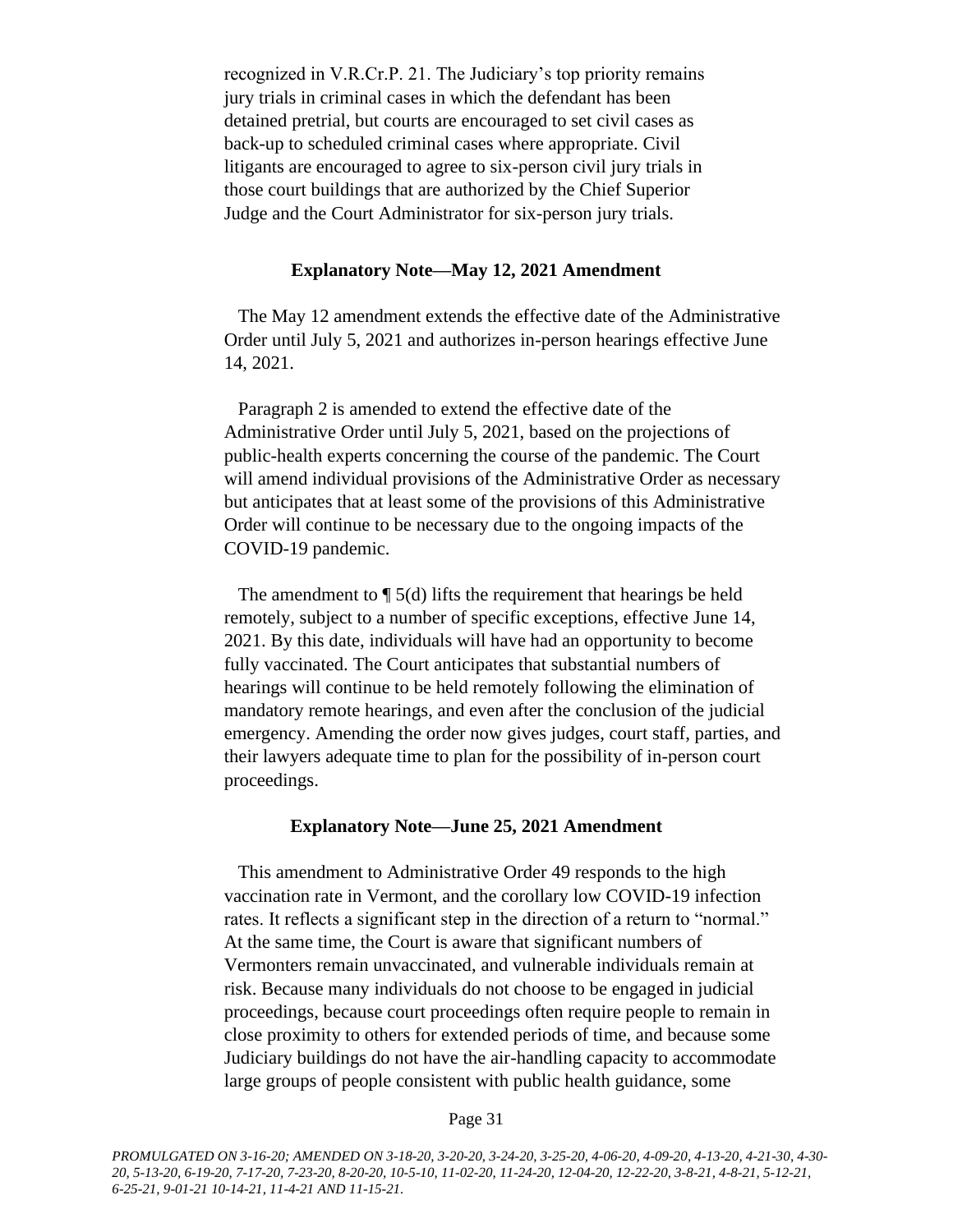recognized in V.R.Cr.P. 21. The Judiciary's top priority remains jury trials in criminal cases in which the defendant has been detained pretrial, but courts are encouraged to set civil cases as back-up to scheduled criminal cases where appropriate. Civil litigants are encouraged to agree to six-person civil jury trials in those court buildings that are authorized by the Chief Superior Judge and the Court Administrator for six-person jury trials.

**Explanatory Note—May 12, 2021 Amendment**

The May 12 amendment extends the effective date of the Administrative Order until July 5, 2021 and authorizes in-person hearings effective June 14, 2021.

Paragraph 2 is amended to extend the effective date of the Administrative Order until July 5, 2021, based on the projections of public-health experts concerning the course of the pandemic. The Court will amend individual provisions of the Administrative Order as necessary but anticipates that at least some of the provisions of this Administrative Order will continue to be necessary due to the ongoing impacts of the COVID-19 pandemic.

The amendment to ¶ 5(d) lifts the requirement that hearings be held remotely, subject to a number of specific exceptions, effective June 14, 2021. By this date, individuals will have had an opportunity to become fully vaccinated. The Court anticipates that substantial numbers of hearings will continue to be held remotely following the elimination of mandatory remote hearings, and even after the conclusion of the judicial emergency. Amending the order now gives judges, court staff, parties, and their lawyers adequate time to plan for the possibility of in-person court proceedings.

**Explanatory Note—June 25, 2021 Amendment**

This amendment to Administrative Order 49 responds to the high vaccination rate in Vermont, and the corollary low COVID-19 infection rates. It reflects a significant step in the direction of a return to "normal." At the same time, the Court is aware that significant numbers of Vermonters remain unvaccinated, and vulnerable individuals remain at risk. Because many individuals do not choose to be engaged in judicial proceedings, because court proceedings often require people to remain in close proximity to others for extended periods of time, and because some Judiciary buildings do not have the air-handling capacity to accommodate large groups of people consistent with public health guidance, some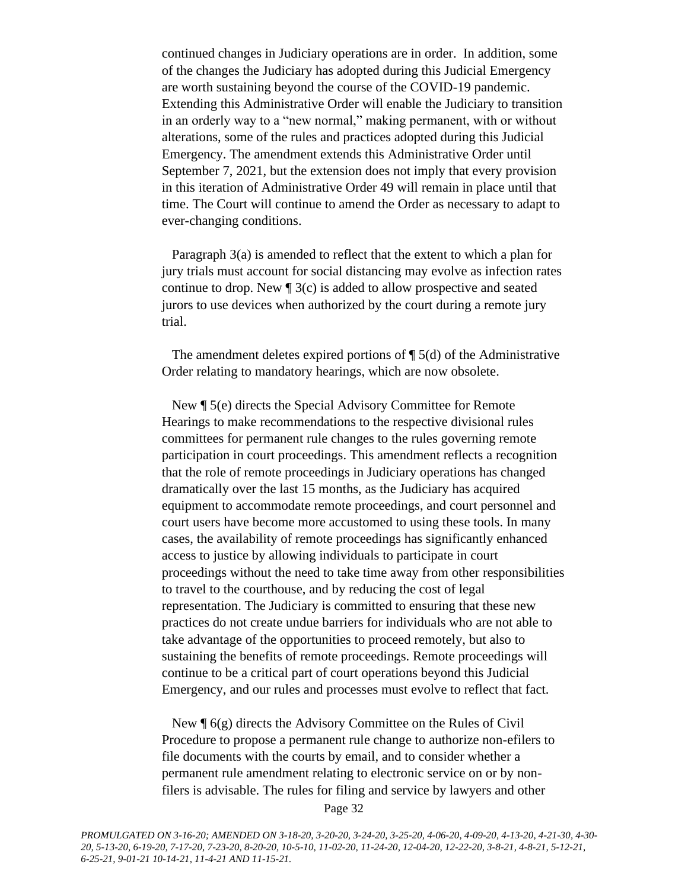continued changes in Judiciary operations are in order. In addition, some of the changes the Judiciary has adopted during this Judicial Emergency are worth sustaining beyond the course of the COVID-19 pandemic. Extending this Administrative Order will enable the Judiciary to transition in an orderly way to a "new normal," making permanent, with or without alterations, some of the rules and practices adopted during this Judicial Emergency. The amendment extends this Administrative Order until September 7, 2021, but the extension does not imply that every provision in this iteration of Administrative Order 49 will remain in place until that time. The Court will continue to amend the Order as necessary to adapt to ever-changing conditions.

Paragraph 3(a) is amended to reflect that the extent to which a plan for jury trials must account for social distancing may evolve as infection rates continue to drop. New ¶ 3(c) is added to allow prospective and seated jurors to use devices when authorized by the court during a remote jury trial.

The amendment deletes expired portions of ¶ 5(d) of the Administrative Order relating to mandatory hearings, which are now obsolete.

New ¶ 5(e) directs the Special Advisory Committee for Remote Hearings to make recommendations to the respective divisional rules committees for permanent rule changes to the rules governing remote participation in court proceedings. This amendment reflects a recognition that the role of remote proceedings in Judiciary operations has changed dramatically over the last 15 months, as the Judiciary has acquired equipment to accommodate remote proceedings, and court personnel and court users have become more accustomed to using these tools. In many cases, the availability of remote proceedings has significantly enhanced access to justice by allowing individuals to participate in court proceedings without the need to take time away from other responsibilities to travel to the courthouse, and by reducing the cost of legal representation. The Judiciary is committed to ensuring that these new practices do not create undue barriers for individuals who are not able to take advantage of the opportunities to proceed remotely, but also to sustaining the benefits of remote proceedings. Remote proceedings will continue to be a critical part of court operations beyond this Judicial Emergency, and our rules and processes must evolve to reflect that fact.

New ¶ 6(g) directs the Advisory Committee on the Rules of Civil Procedure to propose a permanent rule change to authorize non-efilers to file documents with the courts by email, and to consider whether a permanent rule amendment relating to electronic service on or by non-filers is advisable. The rules for filing and service by lawyers and other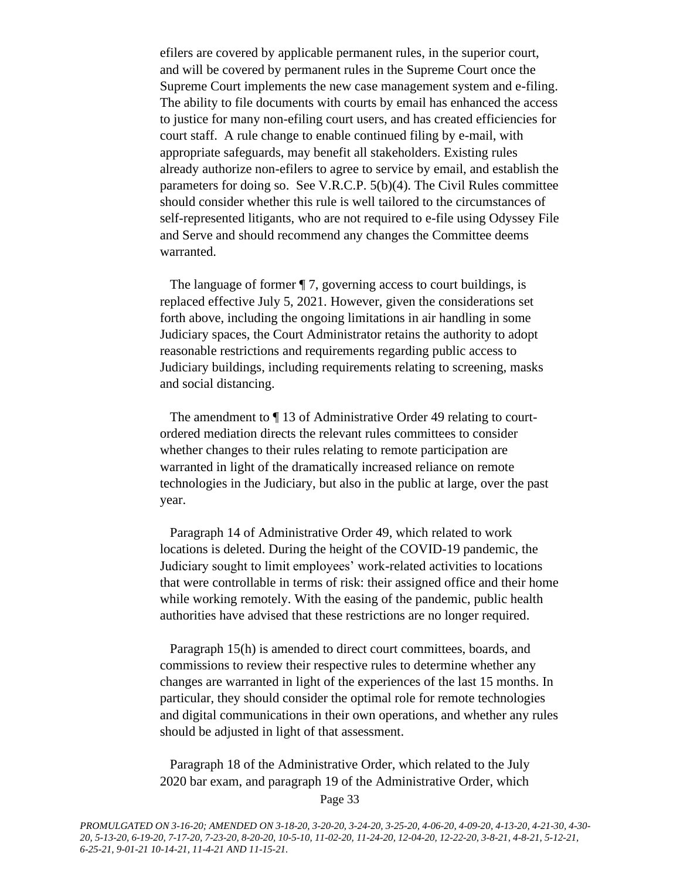efilers are covered by applicable permanent rules, in the superior court, and will be covered by permanent rules in the Supreme Court once the Supreme Court implements the new case management system and e-filing. The ability to file documents with courts by email has enhanced the access to justice for many non-efiling court users, and has created efficiencies for court staff. A rule change to enable continued filing by e-mail, with appropriate safeguards, may benefit all stakeholders. Existing rules already authorize non-efilers to agree to service by email, and establish the parameters for doing so. See V.R.C.P. 5(b)(4). The Civil Rules committee should consider whether this rule is well tailored to the circumstances of self-represented litigants, who are not required to e-file using Odyssey File and Serve and should recommend any changes the Committee deems warranted.

The language of former ¶ 7, governing access to court buildings, is replaced effective July 5, 2021. However, given the considerations set forth above, including the ongoing limitations in air handling in some Judiciary spaces, the Court Administrator retains the authority to adopt reasonable restrictions and requirements regarding public access to Judiciary buildings, including requirements relating to screening, masks and social distancing.

The amendment to ¶ 13 of Administrative Order 49 relating to court-ordered mediation directs the relevant rules committees to consider whether changes to their rules relating to remote participation are warranted in light of the dramatically increased reliance on remote technologies in the Judiciary, but also in the public at large, over the past year.

Paragraph 14 of Administrative Order 49, which related to work locations is deleted. During the height of the COVID-19 pandemic, the Judiciary sought to limit employees' work-related activities to locations that were controllable in terms of risk: their assigned office and their home while working remotely. With the easing of the pandemic, public health authorities have advised that these restrictions are no longer required.

Paragraph 15(h) is amended to direct court committees, boards, and commissions to review their respective rules to determine whether any changes are warranted in light of the experiences of the last 15 months. In particular, they should consider the optimal role for remote technologies and digital communications in their own operations, and whether any rules should be adjusted in light of that assessment.

Paragraph 18 of the Administrative Order, which related to the July 2020 bar exam, and paragraph 19 of the Administrative Order, which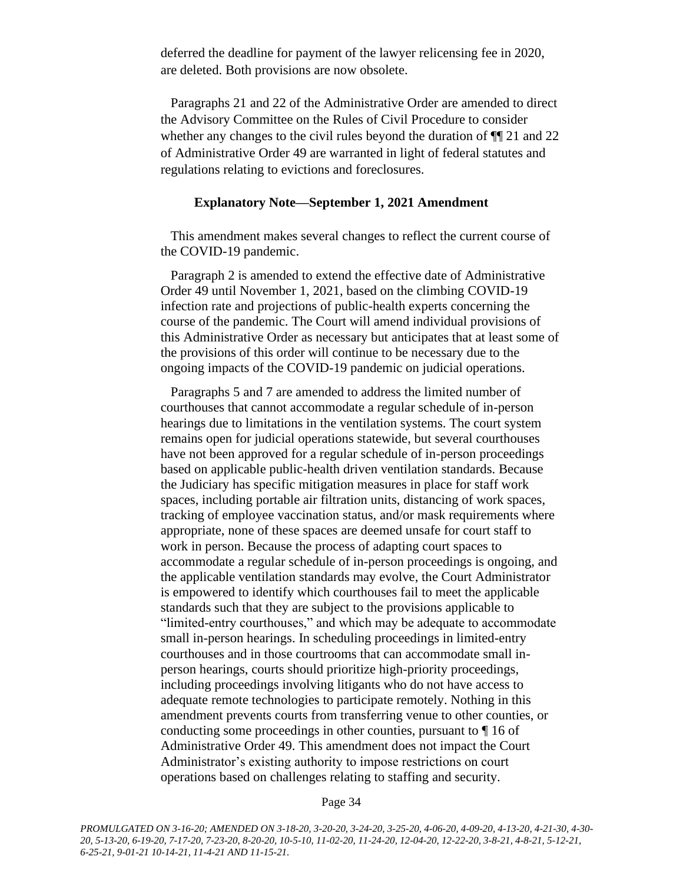deferred the deadline for payment of the lawyer relicensing fee in 2020, are deleted. Both provisions are now obsolete.

Paragraphs 21 and 22 of the Administrative Order are amended to direct the Advisory Committee on the Rules of Civil Procedure to consider whether any changes to the civil rules beyond the duration of ¶¶ 21 and 22 of Administrative Order 49 are warranted in light of federal statutes and regulations relating to evictions and foreclosures.

**Explanatory Note—September 1, 2021 Amendment**

This amendment makes several changes to reflect the current course of the COVID-19 pandemic.

Paragraph 2 is amended to extend the effective date of Administrative Order 49 until November 1, 2021, based on the climbing COVID-19 infection rate and projections of public-health experts concerning the course of the pandemic. The Court will amend individual provisions of this Administrative Order as necessary but anticipates that at least some of the provisions of this order will continue to be necessary due to the ongoing impacts of the COVID-19 pandemic on judicial operations.

Paragraphs 5 and 7 are amended to address the limited number of courthouses that cannot accommodate a regular schedule of in-person hearings due to limitations in the ventilation systems. The court system remains open for judicial operations statewide, but several courthouses have not been approved for a regular schedule of in-person proceedings based on applicable public-health driven ventilation standards. Because the Judiciary has specific mitigation measures in place for staff work spaces, including portable air filtration units, distancing of work spaces, tracking of employee vaccination status, and/or mask requirements where appropriate, none of these spaces are deemed unsafe for court staff to work in person. Because the process of adapting court spaces to accommodate a regular schedule of in-person proceedings is ongoing, and the applicable ventilation standards may evolve, the Court Administrator is empowered to identify which courthouses fail to meet the applicable standards such that they are subject to the provisions applicable to "limited-entry courthouses," and which may be adequate to accommodate small in-person hearings. In scheduling proceedings in limited-entry courthouses and in those courtrooms that can accommodate small in-person hearings, courts should prioritize high-priority proceedings, including proceedings involving litigants who do not have access to adequate remote technologies to participate remotely. Nothing in this amendment prevents courts from transferring venue to other counties, or conducting some proceedings in other counties, pursuant to ¶ 16 of Administrative Order 49. This amendment does not impact the Court Administrator's existing authority to impose restrictions on court operations based on challenges relating to staffing and security.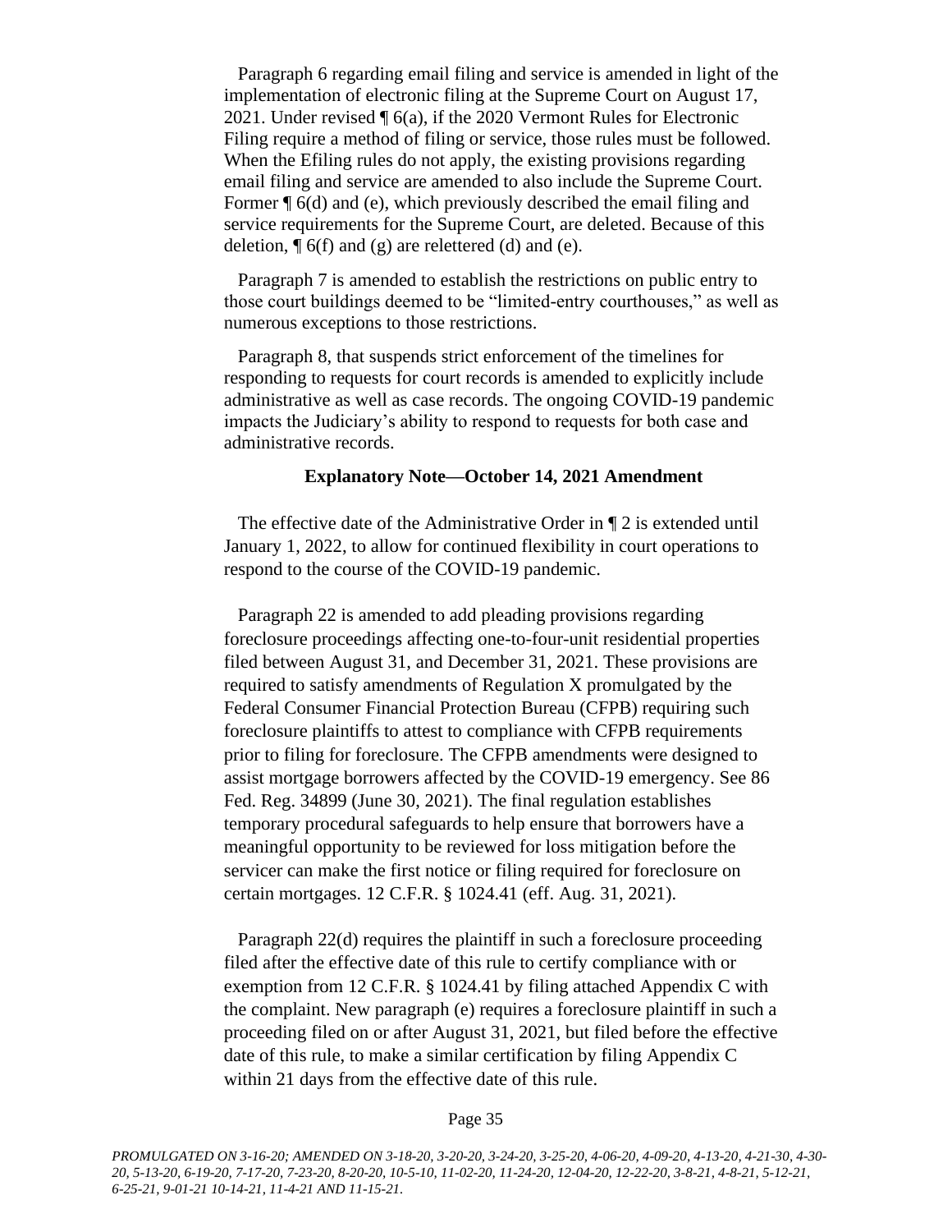Paragraph 6 regarding email filing and service is amended in light of the implementation of electronic filing at the Supreme Court on August 17, 2021. Under revised ¶ 6(a), if the 2020 Vermont Rules for Electronic Filing require a method of filing or service, those rules must be followed. When the Efiling rules do not apply, the existing provisions regarding email filing and service are amended to also include the Supreme Court. Former ¶ 6(d) and (e), which previously described the email filing and service requirements for the Supreme Court, are deleted. Because of this deletion, ¶ 6(f) and (g) are relettered (d) and (e).

Paragraph 7 is amended to establish the restrictions on public entry to those court buildings deemed to be "limited-entry courthouses," as well as numerous exceptions to those restrictions.

Paragraph 8, that suspends strict enforcement of the timelines for responding to requests for court records is amended to explicitly include administrative as well as case records. The ongoing COVID-19 pandemic impacts the Judiciary's ability to respond to requests for both case and administrative records.

### Explanatory Note—October 14, 2021 Amendment

The effective date of the Administrative Order in ¶ 2 is extended until January 1, 2022, to allow for continued flexibility in court operations to respond to the course of the COVID-19 pandemic.

Paragraph 22 is amended to add pleading provisions regarding foreclosure proceedings affecting one-to-four-unit residential properties filed between August 31, and December 31, 2021. These provisions are required to satisfy amendments of Regulation X promulgated by the Federal Consumer Financial Protection Bureau (CFPB) requiring such foreclosure plaintiffs to attest to compliance with CFPB requirements prior to filing for foreclosure. The CFPB amendments were designed to assist mortgage borrowers affected by the COVID-19 emergency. See 86 Fed. Reg. 34899 (June 30, 2021). The final regulation establishes temporary procedural safeguards to help ensure that borrowers have a meaningful opportunity to be reviewed for loss mitigation before the servicer can make the first notice or filing required for foreclosure on certain mortgages. 12 C.F.R. § 1024.41 (eff. Aug. 31, 2021).

Paragraph 22(d) requires the plaintiff in such a foreclosure proceeding filed after the effective date of this rule to certify compliance with or exemption from 12 C.F.R. § 1024.41 by filing attached Appendix C with the complaint. New paragraph (e) requires a foreclosure plaintiff in such a proceeding filed on or after August 31, 2021, but filed before the effective date of this rule, to make a similar certification by filing Appendix C within 21 days from the effective date of this rule.

*PROMULGATED ON 3-16-20; AMENDED ON 3-18-20, 3-20-20, 3-24-20, 3-25-20, 4-06-20, 4-09-20, 4-13-20, 4-21-30, 4-30-20, 5-13-20, 6-19-20, 7-17-20, 7-23-20, 8-20-20, 10-5-10, 11-02-20, 11-24-20, 12-04-20, 12-22-20, 3-8-21, 4-8-21, 5-12-21, 6-25-21, 9-01-21 10-14-21, 11-4-21 AND 11-15-21.*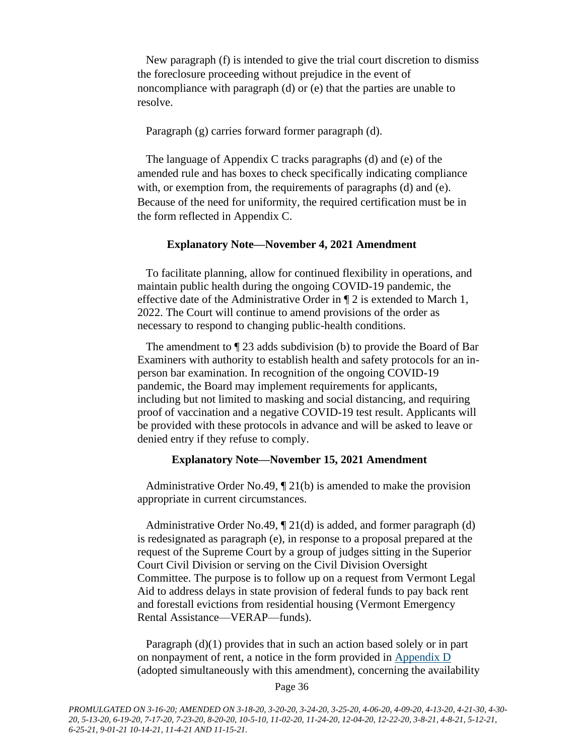New paragraph (f) is intended to give the trial court discretion to dismiss the foreclosure proceeding without prejudice in the event of noncompliance with paragraph (d) or (e) that the parties are unable to resolve.

Paragraph (g) carries forward former paragraph (d).

The language of Appendix C tracks paragraphs (d) and (e) of the amended rule and has boxes to check specifically indicating compliance with, or exemption from, the requirements of paragraphs (d) and (e). Because of the need for uniformity, the required certification must be in the form reflected in Appendix C.

### Explanatory Note—November 4, 2021 Amendment

To facilitate planning, allow for continued flexibility in operations, and maintain public health during the ongoing COVID-19 pandemic, the effective date of the Administrative Order in ¶ 2 is extended to March 1, 2022. The Court will continue to amend provisions of the order as necessary to respond to changing public-health conditions.

The amendment to ¶ 23 adds subdivision (b) to provide the Board of Bar Examiners with authority to establish health and safety protocols for an in-person bar examination. In recognition of the ongoing COVID-19 pandemic, the Board may implement requirements for applicants, including but not limited to masking and social distancing, and requiring proof of vaccination and a negative COVID-19 test result. Applicants will be provided with these protocols in advance and will be asked to leave or denied entry if they refuse to comply.

### Explanatory Note—November 15, 2021 Amendment

Administrative Order No.49, ¶ 21(b) is amended to make the provision appropriate in current circumstances.

Administrative Order No.49, ¶ 21(d) is added, and former paragraph (d) is redesignated as paragraph (e), in response to a proposal prepared at the request of the Supreme Court by a group of judges sitting in the Superior Court Civil Division or serving on the Civil Division Oversight Committee. The purpose is to follow up on a request from Vermont Legal Aid to address delays in state provision of federal funds to pay back rent and forestall evictions from residential housing (Vermont Emergency Rental Assistance—VERAP—funds).

Paragraph (d)(1) provides that in such an action based solely or in part on nonpayment of rent, a notice in the form provided in Appendix D (adopted simultaneously with this amendment), concerning the availability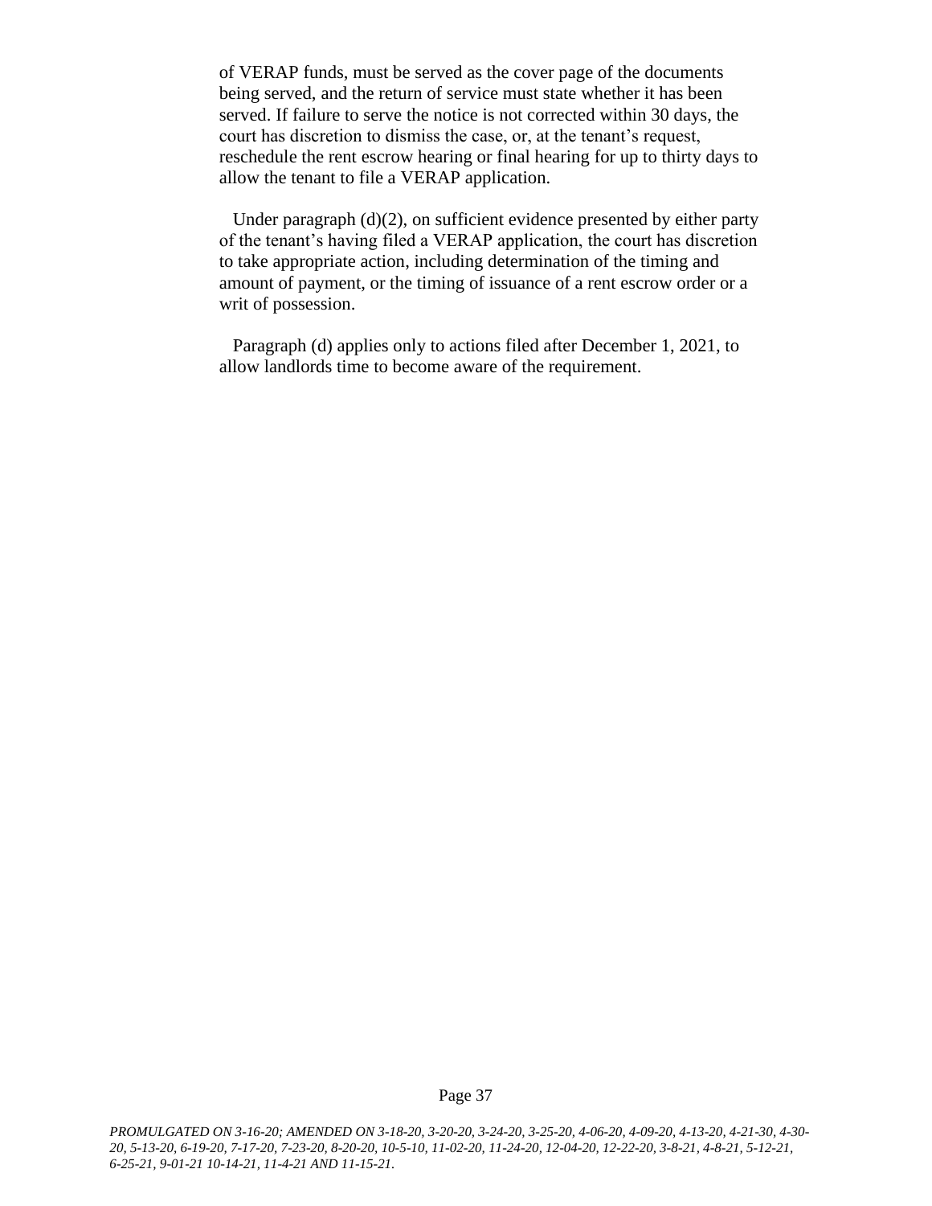of VERAP funds, must be served as the cover page of the documents being served, and the return of service must state whether it has been served. If failure to serve the notice is not corrected within 30 days, the court has discretion to dismiss the case, or, at the tenant's request, reschedule the rent escrow hearing or final hearing for up to thirty days to allow the tenant to file a VERAP application.

Under paragraph (d)(2), on sufficient evidence presented by either party of the tenant's having filed a VERAP application, the court has discretion to take appropriate action, including determination of the timing and amount of payment, or the timing of issuance of a rent escrow order or a writ of possession.

Paragraph (d) applies only to actions filed after December 1, 2021, to allow landlords time to become aware of the requirement.